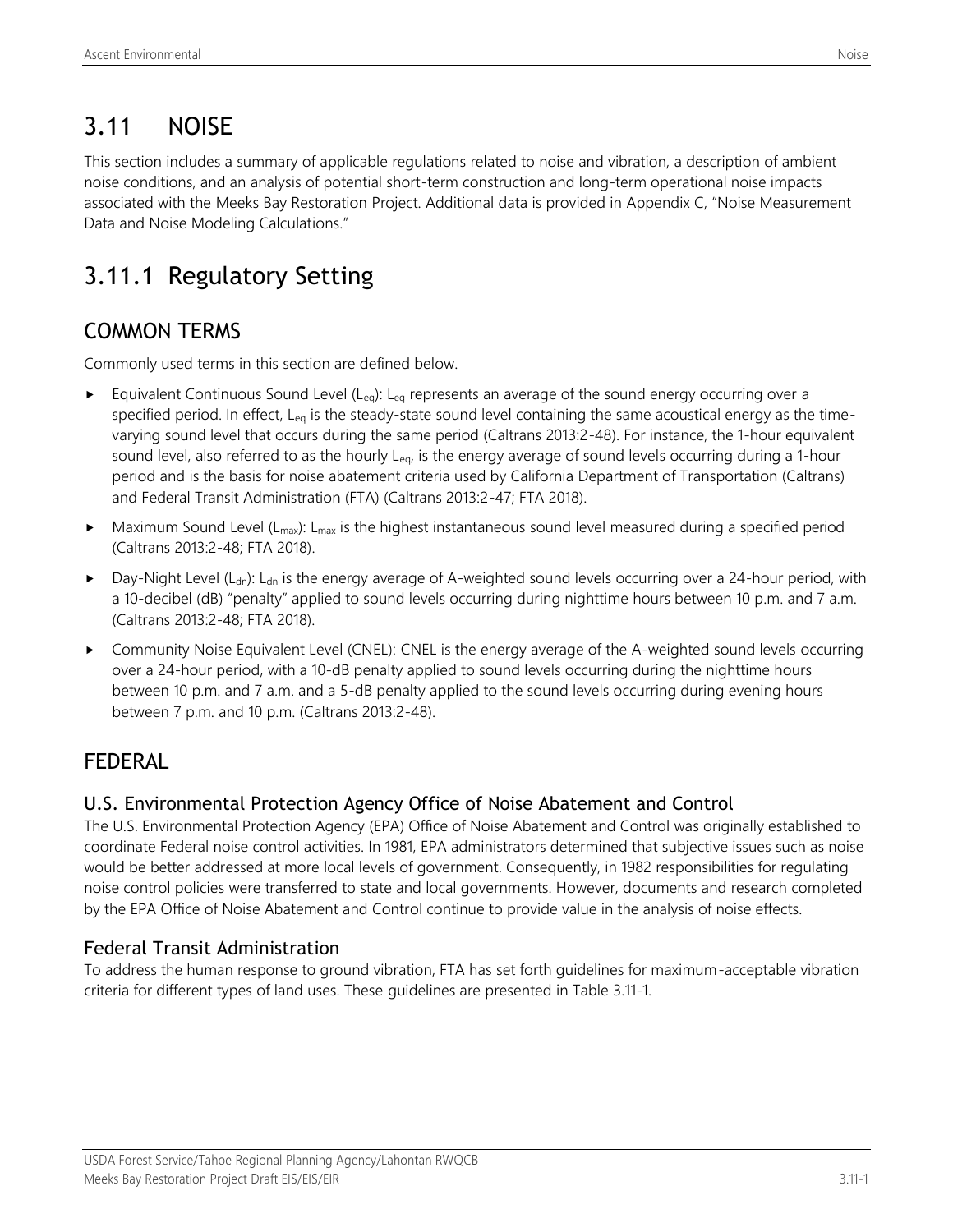# 3.11 NOISE

This section includes a summary of applicable regulations related to noise and vibration, a description of ambient noise conditions, and an analysis of potential short-term construction and long-term operational noise impacts associated with the Meeks Bay Restoration Project. Additional data is provided in Appendix C, "Noise Measurement Data and Noise Modeling Calculations."

# 3.11.1 Regulatory Setting

## COMMON TERMS

Commonly used terms in this section are defined below.

- Equivalent Continuous Sound Level ($L_{eq}$): $L_{eq}$ represents an average of the sound energy occurring over a specified period. In effect, $L_{eq}$ is the steady-state sound level containing the same acoustical energy as the time-varying sound level that occurs during the same period (Caltrans 2013:2-48). For instance, the 1-hour equivalent sound level, also referred to as the hourly $L_{eq}$, is the energy average of sound levels occurring during a 1-hour period and is the basis for noise abatement criteria used by California Department of Transportation (Caltrans) and Federal Transit Administration (FTA) (Caltrans 2013:2-47; FTA 2018).
- Maximum Sound Level ($L_{max}$): $L_{max}$ is the highest instantaneous sound level measured during a specified period (Caltrans 2013:2-48; FTA 2018).
- Day-Night Level ($L_{dn}$): $L_{dn}$ is the energy average of A-weighted sound levels occurring over a 24-hour period, with a 10-decibel (dB) "penalty" applied to sound levels occurring during nighttime hours between 10 p.m. and 7 a.m. (Caltrans 2013:2-48; FTA 2018).
- Community Noise Equivalent Level (CNEL): CNEL is the energy average of the A-weighted sound levels occurring over a 24-hour period, with a 10-dB penalty applied to sound levels occurring during the nighttime hours between 10 p.m. and 7 a.m. and a 5-dB penalty applied to the sound levels occurring during evening hours between 7 p.m. and 10 p.m. (Caltrans 2013:2-48).

## FEDERAL

### U.S. Environmental Protection Agency Office of Noise Abatement and Control

The U.S. Environmental Protection Agency (EPA) Office of Noise Abatement and Control was originally established to coordinate Federal noise control activities. In 1981, EPA administrators determined that subjective issues such as noise would be better addressed at more local levels of government. Consequently, in 1982 responsibilities for regulating noise control policies were transferred to state and local governments. However, documents and research completed by the EPA Office of Noise Abatement and Control continue to provide value in the analysis of noise effects.

### Federal Transit Administration

To address the human response to ground vibration, FTA has set forth guidelines for maximum-acceptable vibration criteria for different types of land uses. These guidelines are presented in Table 3.11-1.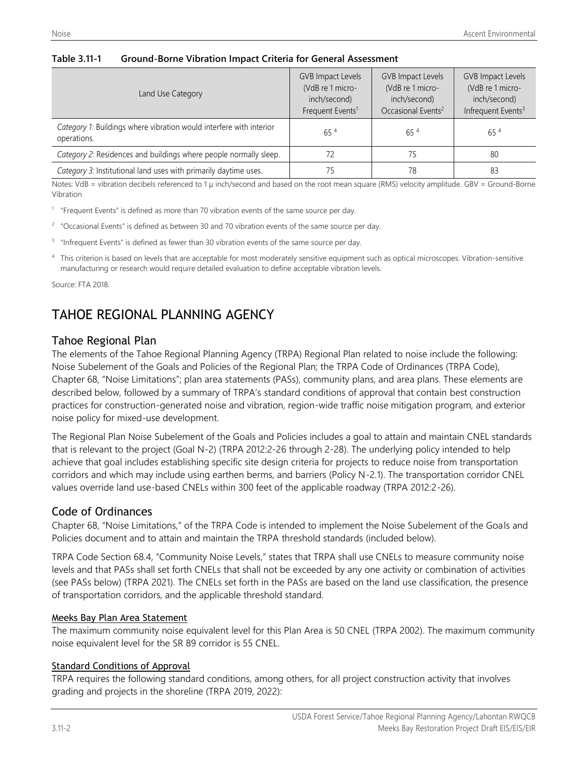**Table 3.11-1 Ground-Borne Vibration Impact Criteria for General Assessment**

| Land Use Category | GVB Impact Levels (VdB re 1 micro-inch/second) Frequent Events[1] | GVB Impact Levels (VdB re 1 micro-inch/second) Occasional Events[2] | GVB Impact Levels (VdB re 1 micro-inch/second) Infrequent Events[3] |
|---|---|---|---|
| *Category 1:* Buildings where vibration would interfere with interior operations. | 65 [4] | 65 [4] | 65 [4] |
| *Category 2:* Residences and buildings where people normally sleep. | 72 | 75 | 80 |
| *Category 3:* Institutional land uses with primarily daytime uses. | 75 | 78 | 83 |

Notes: VdB = vibration decibels referenced to 1 μ inch/second and based on the root mean square (RMS) velocity amplitude. GBV = Ground-Borne Vibration

[1] "Frequent Events" is defined as more than 70 vibration events of the same source per day.

[2] "Occasional Events" is defined as between 30 and 70 vibration events of the same source per day.

[3] "Infrequent Events" is defined as fewer than 30 vibration events of the same source per day.

[4] This criterion is based on levels that are acceptable for most moderately sensitive equipment such as optical microscopes. Vibration-sensitive manufacturing or research would require detailed evaluation to define acceptable vibration levels.

Source: FTA 2018.

# TAHOE REGIONAL PLANNING AGENCY

## Tahoe Regional Plan

The elements of the Tahoe Regional Planning Agency (TRPA) Regional Plan related to noise include the following: Noise Subelement of the Goals and Policies of the Regional Plan; the TRPA Code of Ordinances (TRPA Code), Chapter 68, "Noise Limitations"; plan area statements (PASs), community plans, and area plans. These elements are described below, followed by a summary of TRPA's standard conditions of approval that contain best construction practices for construction-generated noise and vibration, region-wide traffic noise mitigation program, and exterior noise policy for mixed-use development.

The Regional Plan Noise Subelement of the Goals and Policies includes a goal to attain and maintain CNEL standards that is relevant to the project (Goal N-2) (TRPA 2012:2-26 through 2-28). The underlying policy intended to help achieve that goal includes establishing specific site design criteria for projects to reduce noise from transportation corridors and which may include using earthen berms, and barriers (Policy N-2.1). The transportation corridor CNEL values override land use-based CNELs within 300 feet of the applicable roadway (TRPA 2012:2-26).

## Code of Ordinances

Chapter 68, "Noise Limitations," of the TRPA Code is intended to implement the Noise Subelement of the Goals and Policies document and to attain and maintain the TRPA threshold standards (included below).

TRPA Code Section 68.4, "Community Noise Levels," states that TRPA shall use CNELs to measure community noise levels and that PASs shall set forth CNELs that shall not be exceeded by any one activity or combination of activities (see PASs below) (TRPA 2021). The CNELs set forth in the PASs are based on the land use classification, the presence of transportation corridors, and the applicable threshold standard.

### Meeks Bay Plan Area Statement

The maximum community noise equivalent level for this Plan Area is 50 CNEL (TRPA 2002). The maximum community noise equivalent level for the SR 89 corridor is 55 CNEL.

### Standard Conditions of Approval

TRPA requires the following standard conditions, among others, for all project construction activity that involves grading and projects in the shoreline (TRPA 2019, 2022):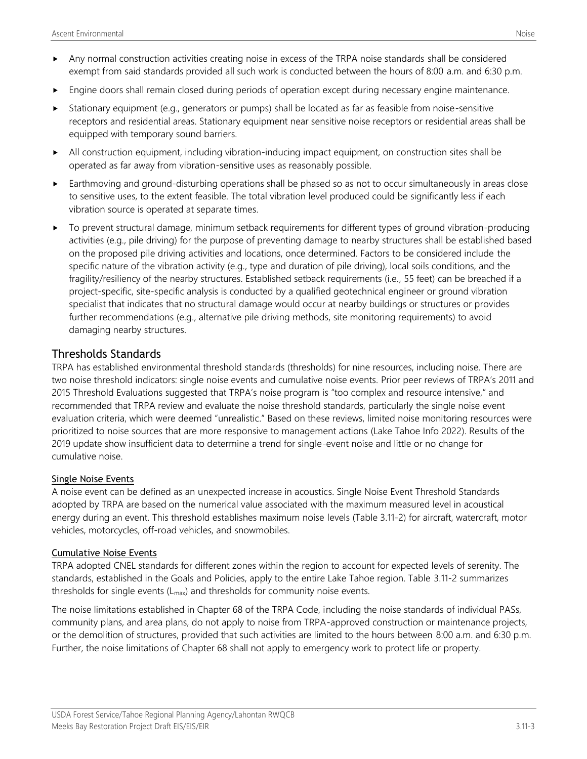- Any normal construction activities creating noise in excess of the TRPA noise standards shall be considered exempt from said standards provided all such work is conducted between the hours of 8:00 a.m. and 6:30 p.m.
- Engine doors shall remain closed during periods of operation except during necessary engine maintenance.
- Stationary equipment (e.g., generators or pumps) shall be located as far as feasible from noise-sensitive receptors and residential areas. Stationary equipment near sensitive noise receptors or residential areas shall be equipped with temporary sound barriers.
- All construction equipment, including vibration-inducing impact equipment, on construction sites shall be operated as far away from vibration-sensitive uses as reasonably possible.
- Earthmoving and ground-disturbing operations shall be phased so as not to occur simultaneously in areas close to sensitive uses, to the extent feasible. The total vibration level produced could be significantly less if each vibration source is operated at separate times.
- To prevent structural damage, minimum setback requirements for different types of ground vibration-producing activities (e.g., pile driving) for the purpose of preventing damage to nearby structures shall be established based on the proposed pile driving activities and locations, once determined. Factors to be considered include the specific nature of the vibration activity (e.g., type and duration of pile driving), local soils conditions, and the fragility/resiliency of the nearby structures. Established setback requirements (i.e., 55 feet) can be breached if a project-specific, site-specific analysis is conducted by a qualified geotechnical engineer or ground vibration specialist that indicates that no structural damage would occur at nearby buildings or structures or provides further recommendations (e.g., alternative pile driving methods, site monitoring requirements) to avoid damaging nearby structures.

## Thresholds Standards

TRPA has established environmental threshold standards (thresholds) for nine resources, including noise. There are two noise threshold indicators: single noise events and cumulative noise events. Prior peer reviews of TRPA's 2011 and 2015 Threshold Evaluations suggested that TRPA's noise program is "too complex and resource intensive," and recommended that TRPA review and evaluate the noise threshold standards, particularly the single noise event evaluation criteria, which were deemed "unrealistic." Based on these reviews, limited noise monitoring resources were prioritized to noise sources that are more responsive to management actions (Lake Tahoe Info 2022). Results of the 2019 update show insufficient data to determine a trend for single-event noise and little or no change for cumulative noise.

### Single Noise Events

A noise event can be defined as an unexpected increase in acoustics. Single Noise Event Threshold Standards adopted by TRPA are based on the numerical value associated with the maximum measured level in acoustical energy during an event. This threshold establishes maximum noise levels (Table 3.11-2) for aircraft, watercraft, motor vehicles, motorcycles, off-road vehicles, and snowmobiles.

### Cumulative Noise Events

TRPA adopted CNEL standards for different zones within the region to account for expected levels of serenity. The standards, established in the Goals and Policies, apply to the entire Lake Tahoe region. Table 3.11-2 summarizes thresholds for single events ($L_{max}$) and thresholds for community noise events.

The noise limitations established in Chapter 68 of the TRPA Code, including the noise standards of individual PASs, community plans, and area plans, do not apply to noise from TRPA-approved construction or maintenance projects, or the demolition of structures, provided that such activities are limited to the hours between 8:00 a.m. and 6:30 p.m. Further, the noise limitations of Chapter 68 shall not apply to emergency work to protect life or property.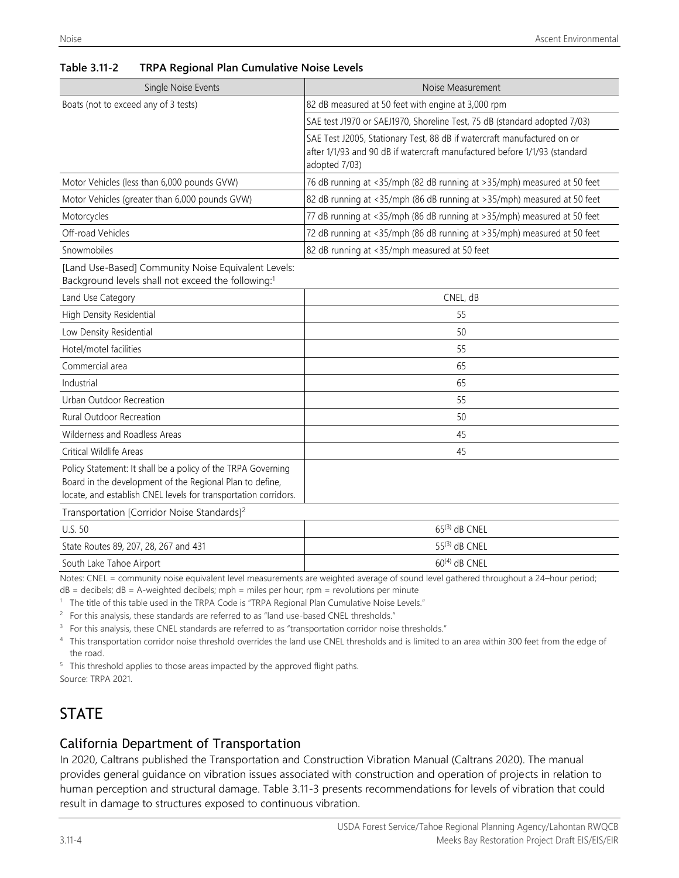**Table 3.11-2 TRPA Regional Plan Cumulative Noise Levels**

| Single Noise Events | Noise Measurement |
|---|---|
| Boats (not to exceed any of 3 tests) | 82 dB measured at 50 feet with engine at 3,000 rpm |
| | SAE test J1970 or SAEJ1970, Shoreline Test, 75 dB (standard adopted 7/03) |
| | SAE Test J2005, Stationary Test, 88 dB if watercraft manufactured on or after 1/1/93 and 90 dB if watercraft manufactured before 1/1/93 (standard adopted 7/03) |
| Motor Vehicles (less than 6,000 pounds GVW) | 76 dB running at <35/mph (82 dB running at >35/mph) measured at 50 feet |
| Motor Vehicles (greater than 6,000 pounds GVW) | 82 dB running at <35/mph (86 dB running at >35/mph) measured at 50 feet |
| Motorcycles | 77 dB running at <35/mph (86 dB running at >35/mph) measured at 50 feet |
| Off-road Vehicles | 72 dB running at <35/mph (86 dB running at >35/mph) measured at 50 feet |
| Snowmobiles | 82 dB running at <35/mph measured at 50 feet |
| [Land Use-Based] Community Noise Equivalent Levels: Background levels shall not exceed the following:[1] | |
| Land Use Category | CNEL, dB |
| High Density Residential | 55 |
| Low Density Residential | 50 |
| Hotel/motel facilities | 55 |
| Commercial area | 65 |
| Industrial | 65 |
| Urban Outdoor Recreation | 55 |
| Rural Outdoor Recreation | 50 |
| Wilderness and Roadless Areas | 45 |
| Critical Wildlife Areas | 45 |
| Policy Statement: It shall be a policy of the TRPA Governing Board in the development of the Regional Plan to define, locate, and establish CNEL levels for transportation corridors. | |
| Transportation [Corridor Noise Standards][2] | |
| U.S. 50 | 65[3] dB CNEL |
| State Routes 89, 207, 28, 267 and 431 | 55[3] dB CNEL |
| South Lake Tahoe Airport | 60[4] dB CNEL |

Notes: CNEL = community noise equivalent level measurements are weighted average of sound level gathered throughout a 24–hour period; dB = decibels; dB = A-weighted decibels; mph = miles per hour; rpm = revolutions per minute

[1] The title of this table used in the TRPA Code is "TRPA Regional Plan Cumulative Noise Levels."

[2] For this analysis, these standards are referred to as "land use-based CNEL thresholds."

[3] For this analysis, these CNEL standards are referred to as "transportation corridor noise thresholds."

[4] This transportation corridor noise threshold overrides the land use CNEL thresholds and is limited to an area within 300 feet from the edge of the road.

[5] This threshold applies to those areas impacted by the approved flight paths.

Source: TRPA 2021.

## STATE

### California Department of Transportation

In 2020, Caltrans published the Transportation and Construction Vibration Manual (Caltrans 2020). The manual provides general guidance on vibration issues associated with construction and operation of projects in relation to human perception and structural damage. Table 3.11-3 presents recommendations for levels of vibration that could result in damage to structures exposed to continuous vibration.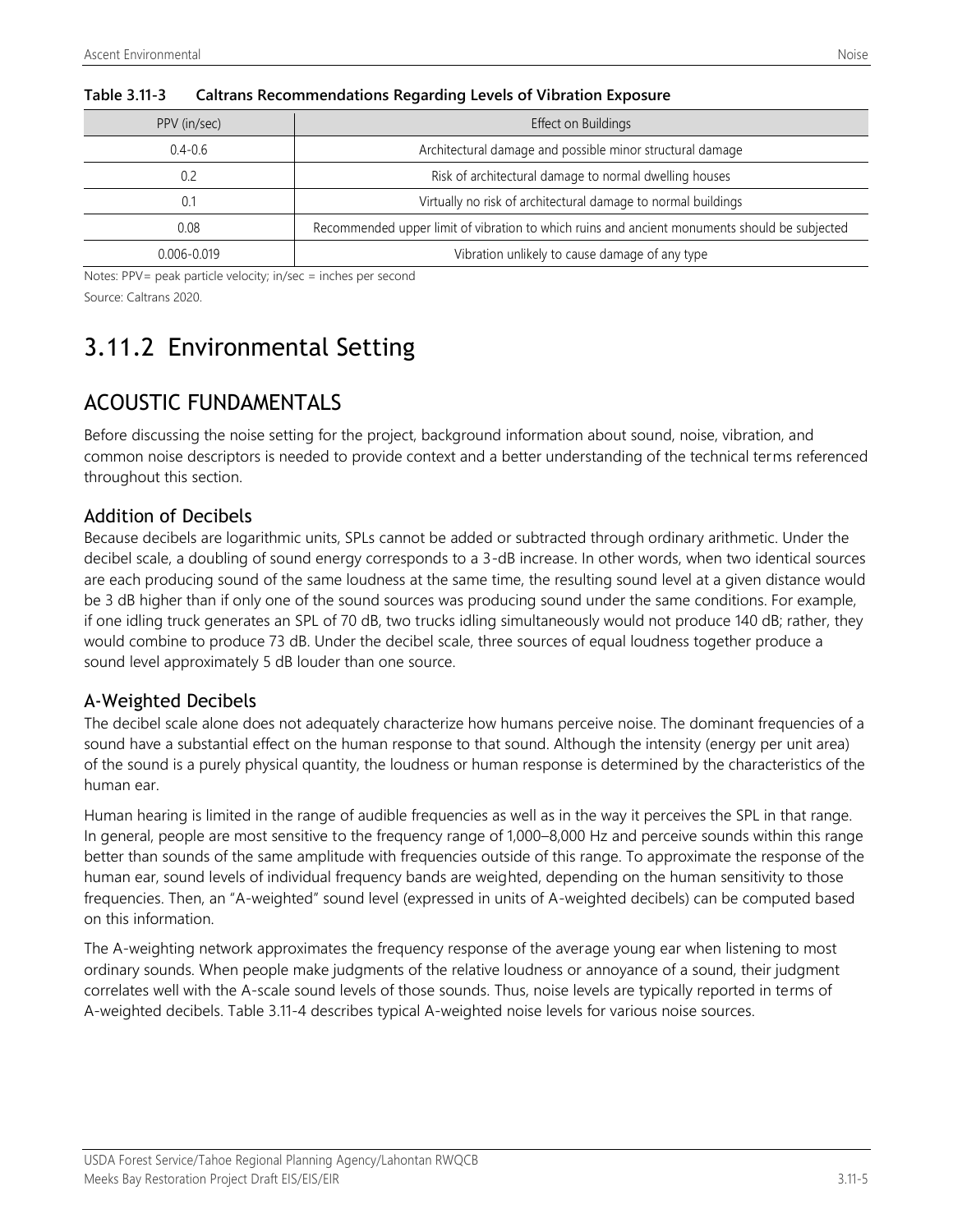**Table 3.11-3 Caltrans Recommendations Regarding Levels of Vibration Exposure**

| PPV (in/sec) | Effect on Buildings |
|---|---|
| 0.4-0.6 | Architectural damage and possible minor structural damage |
| 0.2 | Risk of architectural damage to normal dwelling houses |
| 0.1 | Virtually no risk of architectural damage to normal buildings |
| 0.08 | Recommended upper limit of vibration to which ruins and ancient monuments should be subjected |
| 0.006-0.019 | Vibration unlikely to cause damage of any type |

Notes: PPV= peak particle velocity; in/sec = inches per second

Source: Caltrans 2020.

# 3.11.2 Environmental Setting

## ACOUSTIC FUNDAMENTALS

Before discussing the noise setting for the project, background information about sound, noise, vibration, and common noise descriptors is needed to provide context and a better understanding of the technical terms referenced throughout this section.

### Addition of Decibels

Because decibels are logarithmic units, SPLs cannot be added or subtracted through ordinary arithmetic. Under the decibel scale, a doubling of sound energy corresponds to a 3-dB increase. In other words, when two identical sources are each producing sound of the same loudness at the same time, the resulting sound level at a given distance would be 3 dB higher than if only one of the sound sources was producing sound under the same conditions. For example, if one idling truck generates an SPL of 70 dB, two trucks idling simultaneously would not produce 140 dB; rather, they would combine to produce 73 dB. Under the decibel scale, three sources of equal loudness together produce a sound level approximately 5 dB louder than one source.

### A-Weighted Decibels

The decibel scale alone does not adequately characterize how humans perceive noise. The dominant frequencies of a sound have a substantial effect on the human response to that sound. Although the intensity (energy per unit area) of the sound is a purely physical quantity, the loudness or human response is determined by the characteristics of the human ear.

Human hearing is limited in the range of audible frequencies as well as in the way it perceives the SPL in that range. In general, people are most sensitive to the frequency range of 1,000–8,000 Hz and perceive sounds within this range better than sounds of the same amplitude with frequencies outside of this range. To approximate the response of the human ear, sound levels of individual frequency bands are weighted, depending on the human sensitivity to those frequencies. Then, an "A-weighted" sound level (expressed in units of A-weighted decibels) can be computed based on this information.

The A-weighting network approximates the frequency response of the average young ear when listening to most ordinary sounds. When people make judgments of the relative loudness or annoyance of a sound, their judgment correlates well with the A-scale sound levels of those sounds. Thus, noise levels are typically reported in terms of A-weighted decibels. Table 3.11-4 describes typical A-weighted noise levels for various noise sources.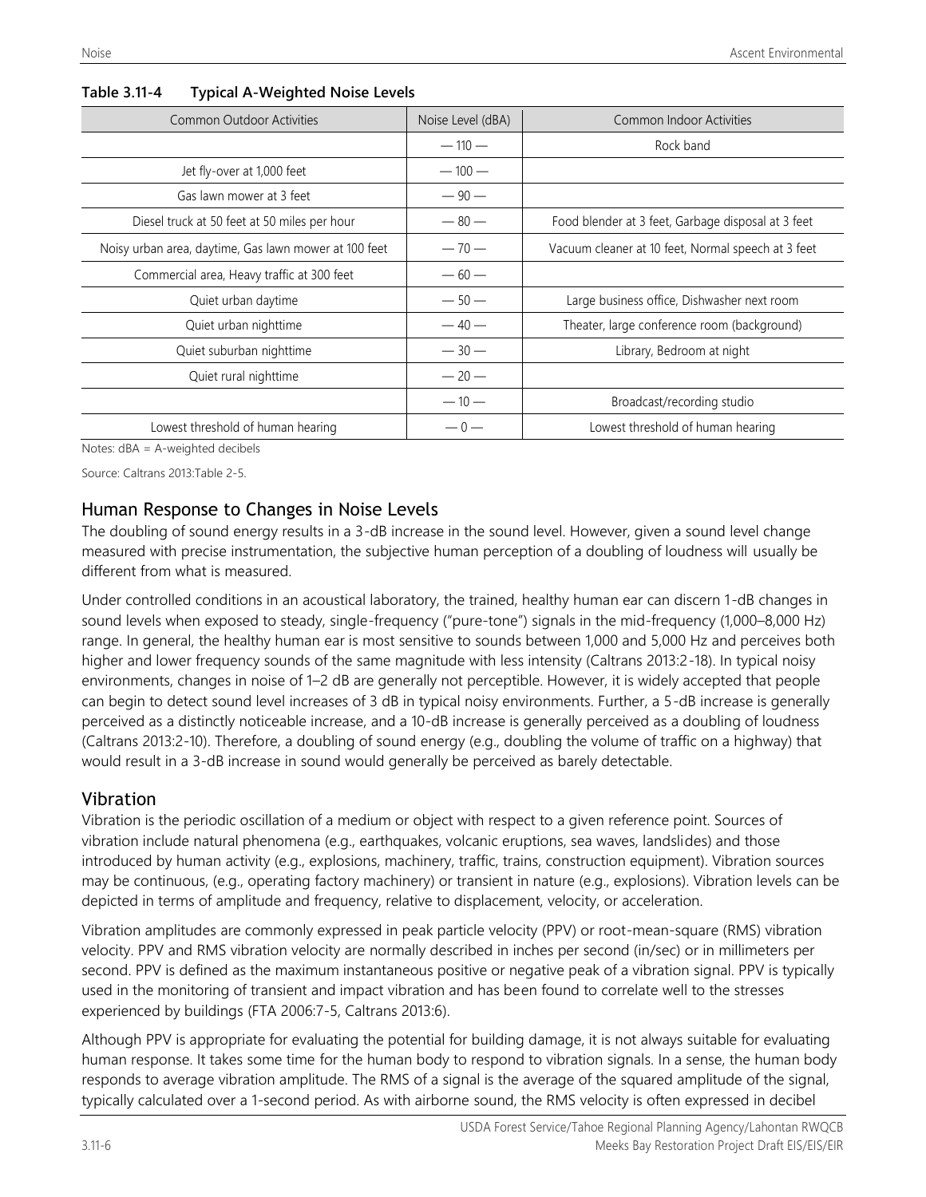**Table 3.11-4 Typical A-Weighted Noise Levels**

| Common Outdoor Activities | Noise Level (dBA) | Common Indoor Activities |
|---|---|---|
| | — 110 — | Rock band |
| Jet fly-over at 1,000 feet | — 100 — | |
| Gas lawn mower at 3 feet | — 90 — | |
| Diesel truck at 50 feet at 50 miles per hour | — 80 — | Food blender at 3 feet, Garbage disposal at 3 feet |
| Noisy urban area, daytime, Gas lawn mower at 100 feet | — 70 — | Vacuum cleaner at 10 feet, Normal speech at 3 feet |
| Commercial area, Heavy traffic at 300 feet | — 60 — | |
| Quiet urban daytime | — 50 — | Large business office, Dishwasher next room |
| Quiet urban nighttime | — 40 — | Theater, large conference room (background) |
| Quiet suburban nighttime | — 30 — | Library, Bedroom at night |
| Quiet rural nighttime | — 20 — | |
| | — 10 — | Broadcast/recording studio |
| Lowest threshold of human hearing | — 0 — | Lowest threshold of human hearing |

Notes: dBA = A-weighted decibels

Source: Caltrans 2013:Table 2-5.

## Human Response to Changes in Noise Levels

The doubling of sound energy results in a 3-dB increase in the sound level. However, given a sound level change measured with precise instrumentation, the subjective human perception of a doubling of loudness will usually be different from what is measured.

Under controlled conditions in an acoustical laboratory, the trained, healthy human ear can discern 1-dB changes in sound levels when exposed to steady, single-frequency ("pure-tone") signals in the mid-frequency (1,000–8,000 Hz) range. In general, the healthy human ear is most sensitive to sounds between 1,000 and 5,000 Hz and perceives both higher and lower frequency sounds of the same magnitude with less intensity (Caltrans 2013:2-18). In typical noisy environments, changes in noise of 1–2 dB are generally not perceptible. However, it is widely accepted that people can begin to detect sound level increases of 3 dB in typical noisy environments. Further, a 5-dB increase is generally perceived as a distinctly noticeable increase, and a 10-dB increase is generally perceived as a doubling of loudness (Caltrans 2013:2-10). Therefore, a doubling of sound energy (e.g., doubling the volume of traffic on a highway) that would result in a 3-dB increase in sound would generally be perceived as barely detectable.

## Vibration

Vibration is the periodic oscillation of a medium or object with respect to a given reference point. Sources of vibration include natural phenomena (e.g., earthquakes, volcanic eruptions, sea waves, landslides) and those introduced by human activity (e.g., explosions, machinery, traffic, trains, construction equipment). Vibration sources may be continuous, (e.g., operating factory machinery) or transient in nature (e.g., explosions). Vibration levels can be depicted in terms of amplitude and frequency, relative to displacement, velocity, or acceleration.

Vibration amplitudes are commonly expressed in peak particle velocity (PPV) or root-mean-square (RMS) vibration velocity. PPV and RMS vibration velocity are normally described in inches per second (in/sec) or in millimeters per second. PPV is defined as the maximum instantaneous positive or negative peak of a vibration signal. PPV is typically used in the monitoring of transient and impact vibration and has been found to correlate well to the stresses experienced by buildings (FTA 2006:7-5, Caltrans 2013:6).

Although PPV is appropriate for evaluating the potential for building damage, it is not always suitable for evaluating human response. It takes some time for the human body to respond to vibration signals. In a sense, the human body responds to average vibration amplitude. The RMS of a signal is the average of the squared amplitude of the signal, typically calculated over a 1-second period. As with airborne sound, the RMS velocity is often expressed in decibel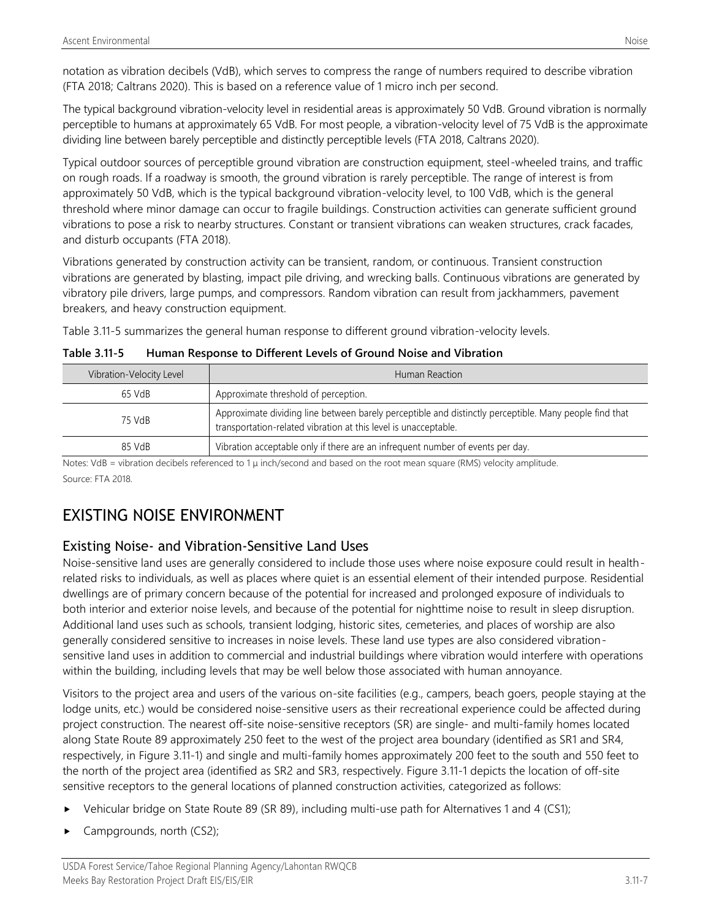notation as vibration decibels (VdB), which serves to compress the range of numbers required to describe vibration (FTA 2018; Caltrans 2020). This is based on a reference value of 1 micro inch per second.

The typical background vibration-velocity level in residential areas is approximately 50 VdB. Ground vibration is normally perceptible to humans at approximately 65 VdB. For most people, a vibration-velocity level of 75 VdB is the approximate dividing line between barely perceptible and distinctly perceptible levels (FTA 2018, Caltrans 2020).

Typical outdoor sources of perceptible ground vibration are construction equipment, steel-wheeled trains, and traffic on rough roads. If a roadway is smooth, the ground vibration is rarely perceptible. The range of interest is from approximately 50 VdB, which is the typical background vibration-velocity level, to 100 VdB, which is the general threshold where minor damage can occur to fragile buildings. Construction activities can generate sufficient ground vibrations to pose a risk to nearby structures. Constant or transient vibrations can weaken structures, crack facades, and disturb occupants (FTA 2018).

Vibrations generated by construction activity can be transient, random, or continuous. Transient construction vibrations are generated by blasting, impact pile driving, and wrecking balls. Continuous vibrations are generated by vibratory pile drivers, large pumps, and compressors. Random vibration can result from jackhammers, pavement breakers, and heavy construction equipment.

Table 3.11-5 summarizes the general human response to different ground vibration-velocity levels.

**Table 3.11-5 Human Response to Different Levels of Ground Noise and Vibration**

| Vibration-Velocity Level | Human Reaction |
|---|---|
| 65 VdB | Approximate threshold of perception. |
| 75 VdB | Approximate dividing line between barely perceptible and distinctly perceptible. Many people find that transportation-related vibration at this level is unacceptable. |
| 85 VdB | Vibration acceptable only if there are an infrequent number of events per day. |

Notes: VdB = vibration decibels referenced to 1 μ inch/second and based on the root mean square (RMS) velocity amplitude.

Source: FTA 2018.

# EXISTING NOISE ENVIRONMENT

## Existing Noise- and Vibration-Sensitive Land Uses

Noise-sensitive land uses are generally considered to include those uses where noise exposure could result in health-related risks to individuals, as well as places where quiet is an essential element of their intended purpose. Residential dwellings are of primary concern because of the potential for increased and prolonged exposure of individuals to both interior and exterior noise levels, and because of the potential for nighttime noise to result in sleep disruption. Additional land uses such as schools, transient lodging, historic sites, cemeteries, and places of worship are also generally considered sensitive to increases in noise levels. These land use types are also considered vibration-sensitive land uses in addition to commercial and industrial buildings where vibration would interfere with operations within the building, including levels that may be well below those associated with human annoyance.

Visitors to the project area and users of the various on-site facilities (e.g., campers, beach goers, people staying at the lodge units, etc.) would be considered noise-sensitive users as their recreational experience could be affected during project construction. The nearest off-site noise-sensitive receptors (SR) are single- and multi-family homes located along State Route 89 approximately 250 feet to the west of the project area boundary (identified as SR1 and SR4, respectively, in Figure 3.11-1) and single and multi-family homes approximately 200 feet to the south and 550 feet to the north of the project area (identified as SR2 and SR3, respectively. Figure 3.11-1 depicts the location of off-site sensitive receptors to the general locations of planned construction activities, categorized as follows:

- Vehicular bridge on State Route 89 (SR 89), including multi-use path for Alternatives 1 and 4 (CS1);
- Campgrounds, north (CS2);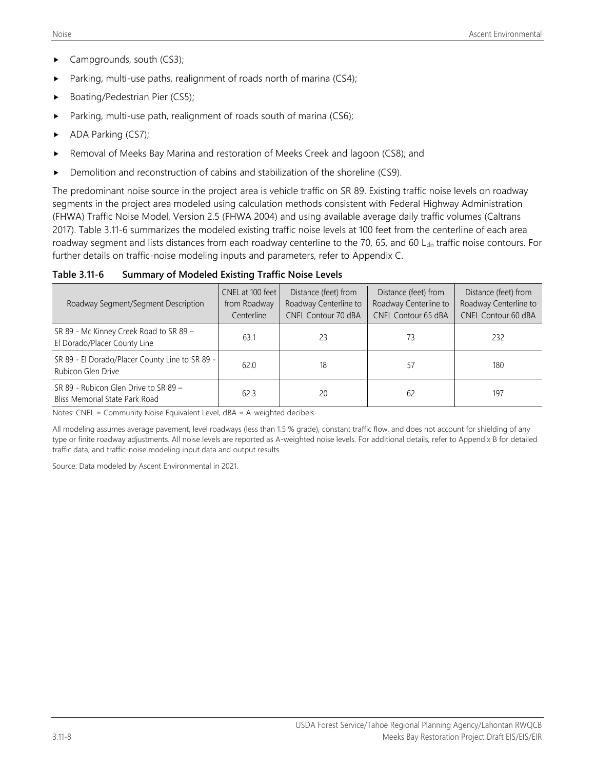- Campgrounds, south (CS3);
- Parking, multi-use paths, realignment of roads north of marina (CS4);
- Boating/Pedestrian Pier (CS5);
- Parking, multi-use path, realignment of roads south of marina (CS6);
- ADA Parking (CS7);
- Removal of Meeks Bay Marina and restoration of Meeks Creek and lagoon (CS8); and
- Demolition and reconstruction of cabins and stabilization of the shoreline (CS9).

The predominant noise source in the project area is vehicle traffic on SR 89. Existing traffic noise levels on roadway segments in the project area modeled using calculation methods consistent with Federal Highway Administration (FHWA) Traffic Noise Model, Version 2.5 (FHWA 2004) and using available average daily traffic volumes (Caltrans 2017). Table 3.11-6 summarizes the modeled existing traffic noise levels at 100 feet from the centerline of each area roadway segment and lists distances from each roadway centerline to the 70, 65, and 60 $L_{dn}$ traffic noise contours. For further details on traffic-noise modeling inputs and parameters, refer to Appendix C.

**Table 3.11-6 Summary of Modeled Existing Traffic Noise Levels**

| Roadway Segment/Segment Description | CNEL at 100 feet from Roadway Centerline | Distance (feet) from Roadway Centerline to CNEL Contour 70 dBA | Distance (feet) from Roadway Centerline to CNEL Contour 65 dBA | Distance (feet) from Roadway Centerline to CNEL Contour 60 dBA |
|---|---|---|---|---|
| SR 89 - Mc Kinney Creek Road to SR 89 – El Dorado/Placer County Line | 63.1 | 23 | 73 | 232 |
| SR 89 - El Dorado/Placer County Line to SR 89 - Rubicon Glen Drive | 62.0 | 18 | 57 | 180 |
| SR 89 - Rubicon Glen Drive to SR 89 – Bliss Memorial State Park Road | 62.3 | 20 | 62 | 197 |

Notes: CNEL = Community Noise Equivalent Level, dBA = A-weighted decibels

All modeling assumes average pavement, level roadways (less than 1.5 % grade), constant traffic flow, and does not account for shielding of any type or finite roadway adjustments. All noise levels are reported as A-weighted noise levels. For additional details, refer to Appendix B for detailed traffic data, and traffic-noise modeling input data and output results.

Source: Data modeled by Ascent Environmental in 2021.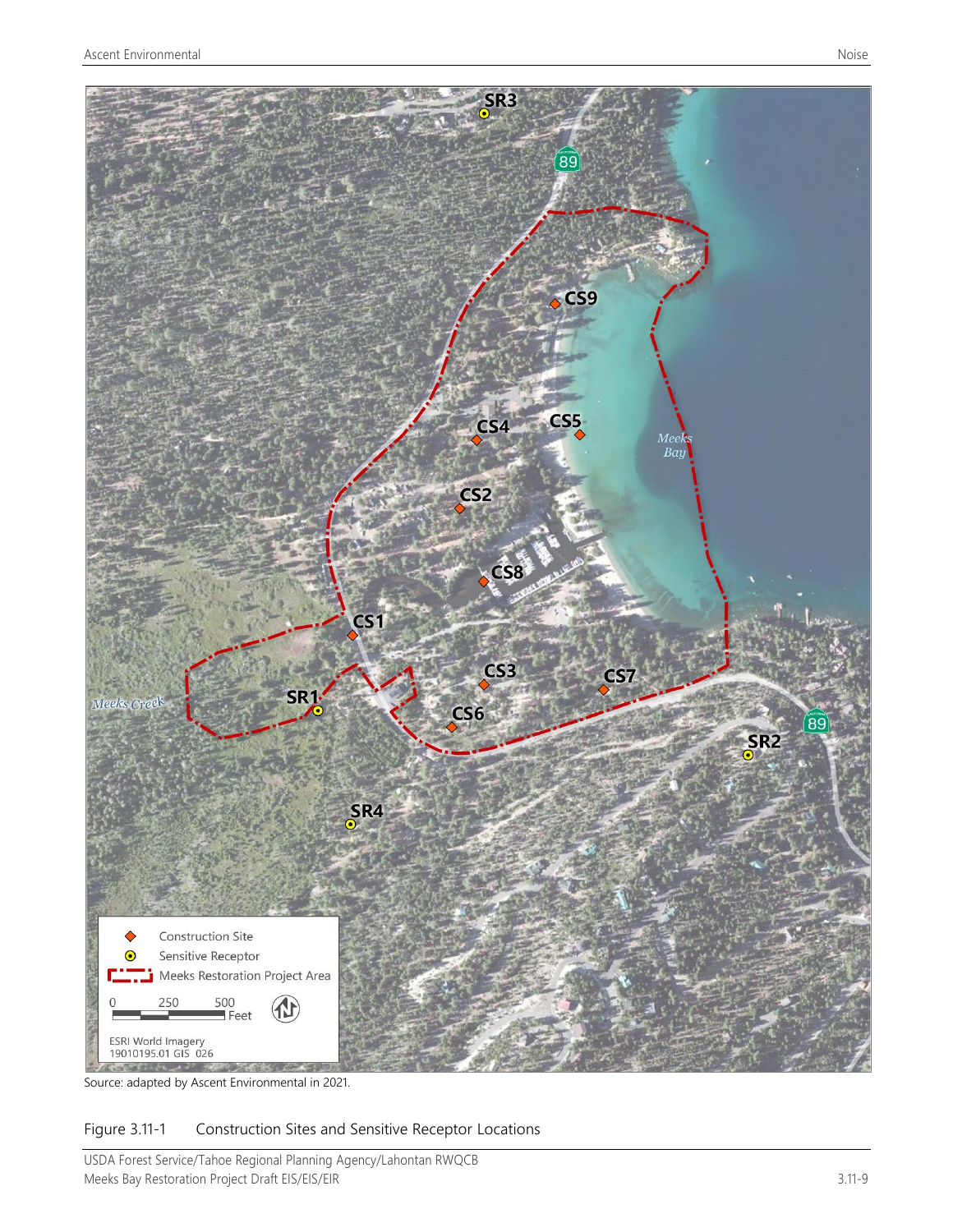Source: adapted by Ascent Environmental in 2021.

Figure 3.11-1 Construction Sites and Sensitive Receptor Locations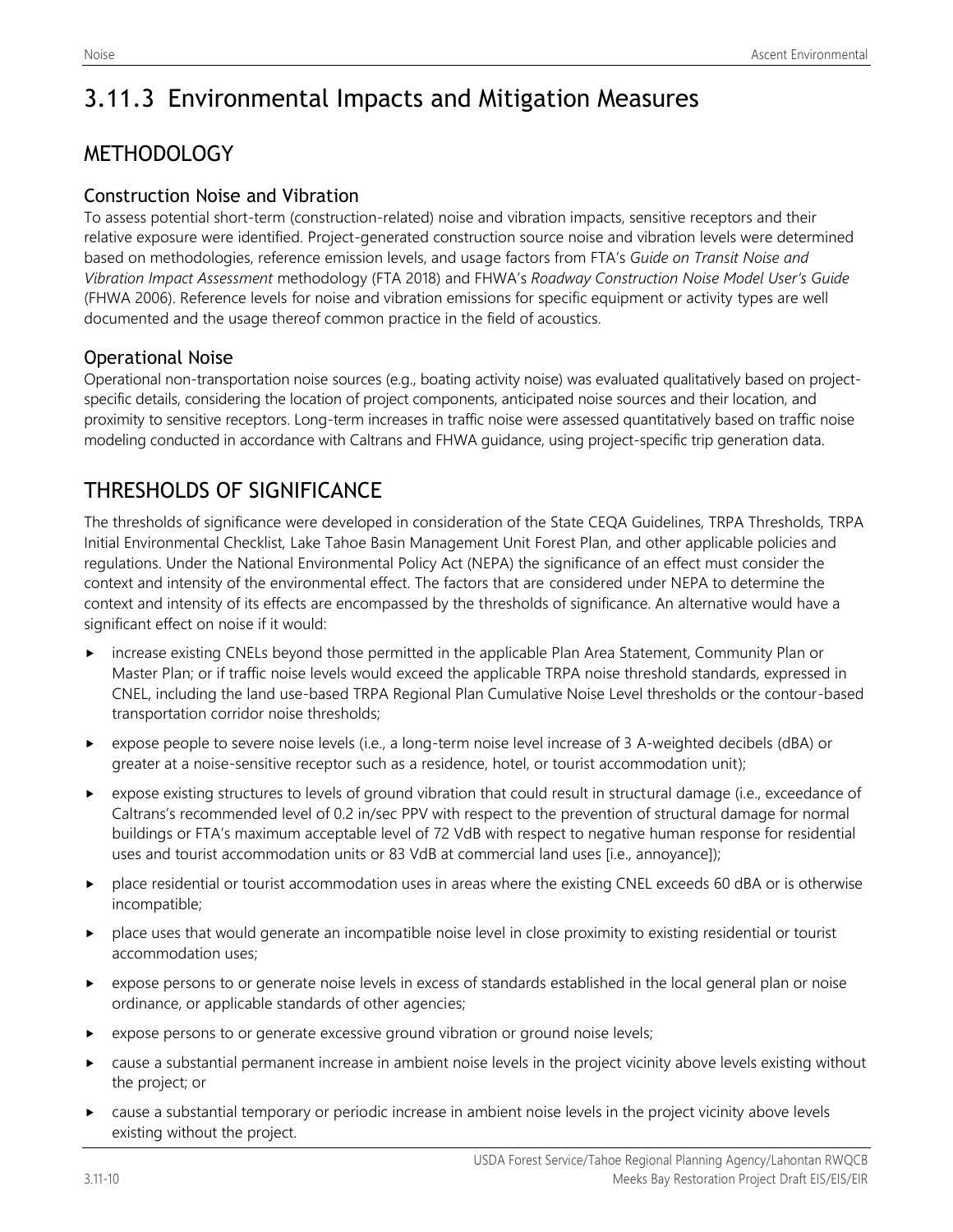# 3.11.3 Environmental Impacts and Mitigation Measures

## METHODOLOGY

### Construction Noise and Vibration

To assess potential short-term (construction-related) noise and vibration impacts, sensitive receptors and their relative exposure were identified. Project-generated construction source noise and vibration levels were determined based on methodologies, reference emission levels, and usage factors from FTA's *Guide on Transit Noise and Vibration Impact Assessment* methodology (FTA 2018) and FHWA's *Roadway Construction Noise Model User's Guide* (FHWA 2006). Reference levels for noise and vibration emissions for specific equipment or activity types are well documented and the usage thereof common practice in the field of acoustics.

### Operational Noise

Operational non-transportation noise sources (e.g., boating activity noise) was evaluated qualitatively based on project-specific details, considering the location of project components, anticipated noise sources and their location, and proximity to sensitive receptors. Long-term increases in traffic noise were assessed quantitatively based on traffic noise modeling conducted in accordance with Caltrans and FHWA guidance, using project-specific trip generation data.

## THRESHOLDS OF SIGNIFICANCE

The thresholds of significance were developed in consideration of the State CEQA Guidelines, TRPA Thresholds, TRPA Initial Environmental Checklist, Lake Tahoe Basin Management Unit Forest Plan, and other applicable policies and regulations. Under the National Environmental Policy Act (NEPA) the significance of an effect must consider the context and intensity of the environmental effect. The factors that are considered under NEPA to determine the context and intensity of its effects are encompassed by the thresholds of significance. An alternative would have a significant effect on noise if it would:

- increase existing CNELs beyond those permitted in the applicable Plan Area Statement, Community Plan or Master Plan; or if traffic noise levels would exceed the applicable TRPA noise threshold standards, expressed in CNEL, including the land use-based TRPA Regional Plan Cumulative Noise Level thresholds or the contour-based transportation corridor noise thresholds;
- expose people to severe noise levels (i.e., a long-term noise level increase of 3 A-weighted decibels (dBA) or greater at a noise-sensitive receptor such as a residence, hotel, or tourist accommodation unit);
- expose existing structures to levels of ground vibration that could result in structural damage (i.e., exceedance of Caltrans's recommended level of 0.2 in/sec PPV with respect to the prevention of structural damage for normal buildings or FTA's maximum acceptable level of 72 VdB with respect to negative human response for residential uses and tourist accommodation units or 83 VdB at commercial land uses [i.e., annoyance]);
- place residential or tourist accommodation uses in areas where the existing CNEL exceeds 60 dBA or is otherwise incompatible;
- place uses that would generate an incompatible noise level in close proximity to existing residential or tourist accommodation uses;
- expose persons to or generate noise levels in excess of standards established in the local general plan or noise ordinance, or applicable standards of other agencies;
- expose persons to or generate excessive ground vibration or ground noise levels;
- cause a substantial permanent increase in ambient noise levels in the project vicinity above levels existing without the project; or
- cause a substantial temporary or periodic increase in ambient noise levels in the project vicinity above levels existing without the project.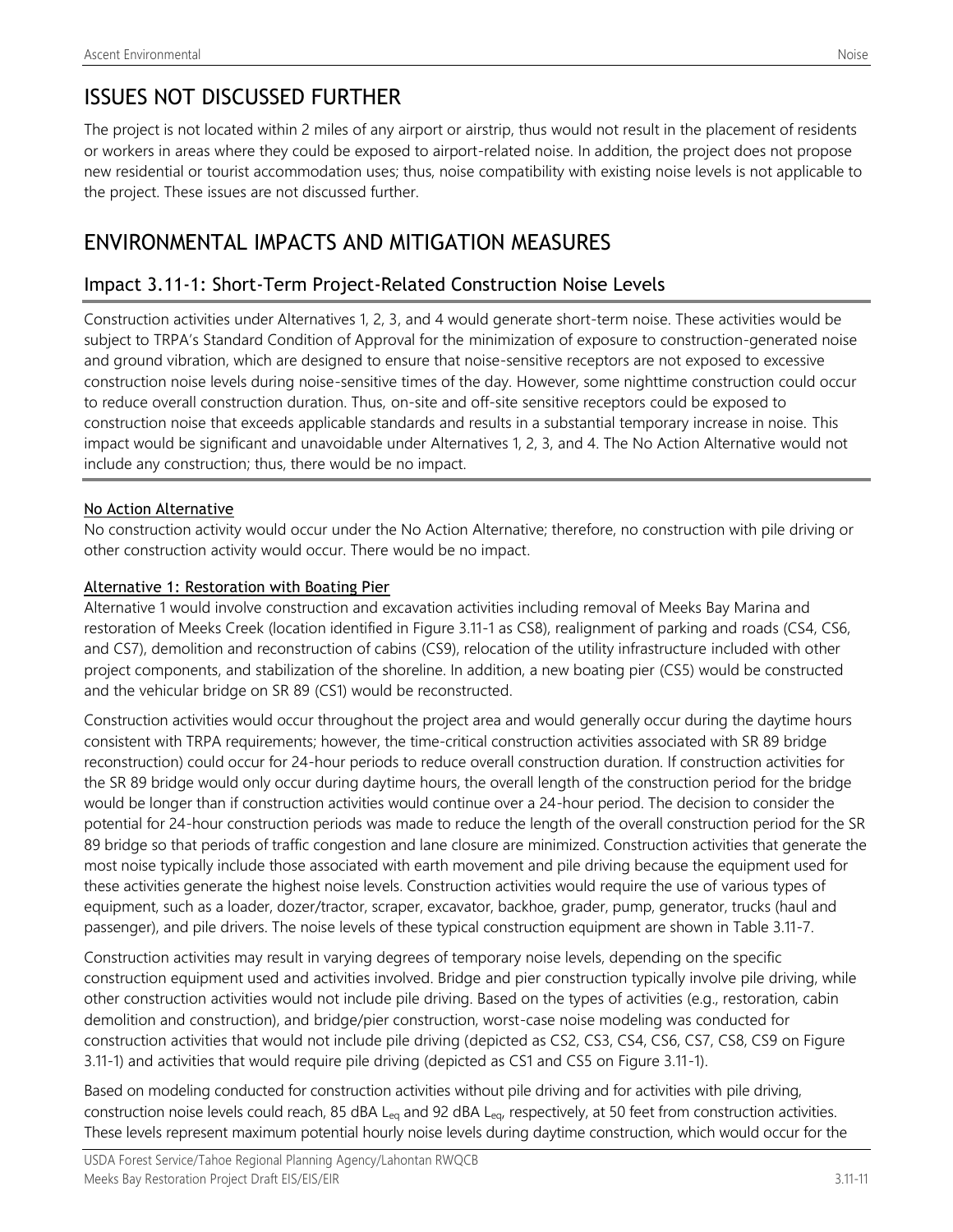## ISSUES NOT DISCUSSED FURTHER

The project is not located within 2 miles of any airport or airstrip, thus would not result in the placement of residents or workers in areas where they could be exposed to airport-related noise. In addition, the project does not propose new residential or tourist accommodation uses; thus, noise compatibility with existing noise levels is not applicable to the project. These issues are not discussed further.

## ENVIRONMENTAL IMPACTS AND MITIGATION MEASURES

### Impact 3.11-1: Short-Term Project-Related Construction Noise Levels

Construction activities under Alternatives 1, 2, 3, and 4 would generate short-term noise. These activities would be subject to TRPA's Standard Condition of Approval for the minimization of exposure to construction-generated noise and ground vibration, which are designed to ensure that noise-sensitive receptors are not exposed to excessive construction noise levels during noise-sensitive times of the day. However, some nighttime construction could occur to reduce overall construction duration. Thus, on-site and off-site sensitive receptors could be exposed to construction noise that exceeds applicable standards and results in a substantial temporary increase in noise. This impact would be significant and unavoidable under Alternatives 1, 2, 3, and 4. The No Action Alternative would not include any construction; thus, there would be no impact.

#### No Action Alternative

No construction activity would occur under the No Action Alternative; therefore, no construction with pile driving or other construction activity would occur. There would be no impact.

#### Alternative 1: Restoration with Boating Pier

Alternative 1 would involve construction and excavation activities including removal of Meeks Bay Marina and restoration of Meeks Creek (location identified in Figure 3.11-1 as CS8), realignment of parking and roads (CS4, CS6, and CS7), demolition and reconstruction of cabins (CS9), relocation of the utility infrastructure included with other project components, and stabilization of the shoreline. In addition, a new boating pier (CS5) would be constructed and the vehicular bridge on SR 89 (CS1) would be reconstructed.

Construction activities would occur throughout the project area and would generally occur during the daytime hours consistent with TRPA requirements; however, the time-critical construction activities associated with SR 89 bridge reconstruction) could occur for 24-hour periods to reduce overall construction duration. If construction activities for the SR 89 bridge would only occur during daytime hours, the overall length of the construction period for the bridge would be longer than if construction activities would continue over a 24-hour period. The decision to consider the potential for 24-hour construction periods was made to reduce the length of the overall construction period for the SR 89 bridge so that periods of traffic congestion and lane closure are minimized. Construction activities that generate the most noise typically include those associated with earth movement and pile driving because the equipment used for these activities generate the highest noise levels. Construction activities would require the use of various types of equipment, such as a loader, dozer/tractor, scraper, excavator, backhoe, grader, pump, generator, trucks (haul and passenger), and pile drivers. The noise levels of these typical construction equipment are shown in Table 3.11-7.

Construction activities may result in varying degrees of temporary noise levels, depending on the specific construction equipment used and activities involved. Bridge and pier construction typically involve pile driving, while other construction activities would not include pile driving. Based on the types of activities (e.g., restoration, cabin demolition and construction), and bridge/pier construction, worst-case noise modeling was conducted for construction activities that would not include pile driving (depicted as CS2, CS3, CS4, CS6, CS7, CS8, CS9 on Figure 3.11-1) and activities that would require pile driving (depicted as CS1 and CS5 on Figure 3.11-1).

Based on modeling conducted for construction activities without pile driving and for activities with pile driving, construction noise levels could reach, 85 dBA $L_{eq}$ and 92 dBA $L_{eq}$, respectively, at 50 feet from construction activities. These levels represent maximum potential hourly noise levels during daytime construction, which would occur for the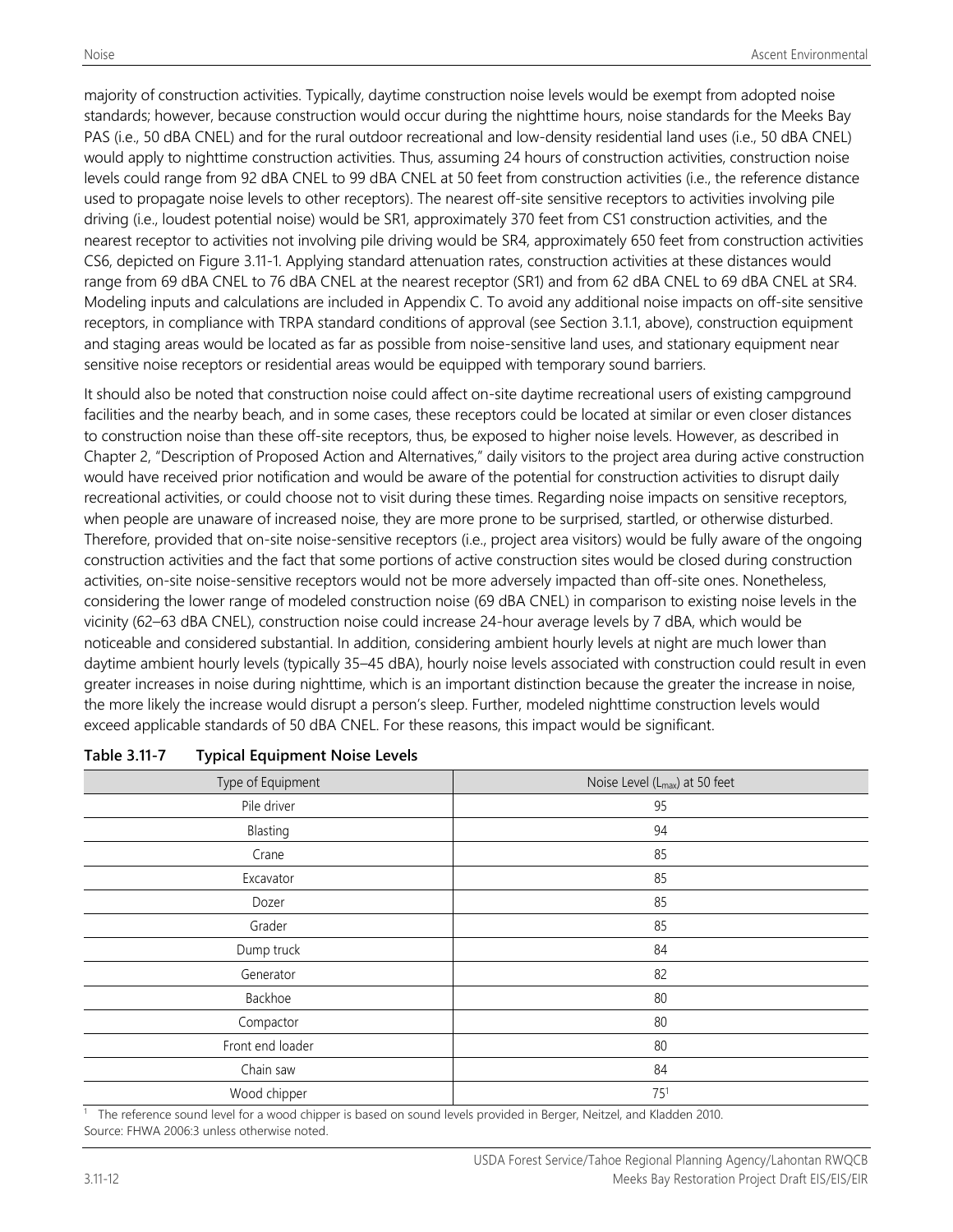majority of construction activities. Typically, daytime construction noise levels would be exempt from adopted noise standards; however, because construction would occur during the nighttime hours, noise standards for the Meeks Bay PAS (i.e., 50 dBA CNEL) and for the rural outdoor recreational and low-density residential land uses (i.e., 50 dBA CNEL) would apply to nighttime construction activities. Thus, assuming 24 hours of construction activities, construction noise levels could range from 92 dBA CNEL to 99 dBA CNEL at 50 feet from construction activities (i.e., the reference distance used to propagate noise levels to other receptors). The nearest off-site sensitive receptors to activities involving pile driving (i.e., loudest potential noise) would be SR1, approximately 370 feet from CS1 construction activities, and the nearest receptor to activities not involving pile driving would be SR4, approximately 650 feet from construction activities CS6, depicted on Figure 3.11-1. Applying standard attenuation rates, construction activities at these distances would range from 69 dBA CNEL to 76 dBA CNEL at the nearest receptor (SR1) and from 62 dBA CNEL to 69 dBA CNEL at SR4. Modeling inputs and calculations are included in Appendix C. To avoid any additional noise impacts on off-site sensitive receptors, in compliance with TRPA standard conditions of approval (see Section 3.1.1, above), construction equipment and staging areas would be located as far as possible from noise-sensitive land uses, and stationary equipment near sensitive noise receptors or residential areas would be equipped with temporary sound barriers.

It should also be noted that construction noise could affect on-site daytime recreational users of existing campground facilities and the nearby beach, and in some cases, these receptors could be located at similar or even closer distances to construction noise than these off-site receptors, thus, be exposed to higher noise levels. However, as described in Chapter 2, "Description of Proposed Action and Alternatives," daily visitors to the project area during active construction would have received prior notification and would be aware of the potential for construction activities to disrupt daily recreational activities, or could choose not to visit during these times. Regarding noise impacts on sensitive receptors, when people are unaware of increased noise, they are more prone to be surprised, startled, or otherwise disturbed. Therefore, provided that on-site noise-sensitive receptors (i.e., project area visitors) would be fully aware of the ongoing construction activities and the fact that some portions of active construction sites would be closed during construction activities, on-site noise-sensitive receptors would not be more adversely impacted than off-site ones. Nonetheless, considering the lower range of modeled construction noise (69 dBA CNEL) in comparison to existing noise levels in the vicinity (62–63 dBA CNEL), construction noise could increase 24-hour average levels by 7 dBA, which would be noticeable and considered substantial. In addition, considering ambient hourly levels at night are much lower than daytime ambient hourly levels (typically 35–45 dBA), hourly noise levels associated with construction could result in even greater increases in noise during nighttime, which is an important distinction because the greater the increase in noise, the more likely the increase would disrupt a person's sleep. Further, modeled nighttime construction levels would exceed applicable standards of 50 dBA CNEL. For these reasons, this impact would be significant.

**Table 3.11-7 Typical Equipment Noise Levels**

| Type of Equipment | Noise Level ($L_{max}$) at 50 feet |
|---|---|
| Pile driver | 95 |
| Blasting | 94 |
| Crane | 85 |
| Excavator | 85 |
| Dozer | 85 |
| Grader | 85 |
| Dump truck | 84 |
| Generator | 82 |
| Backhoe | 80 |
| Compactor | 80 |
| Front end loader | 80 |
| Chain saw | 84 |
| Wood chipper | 75[1] |

[1] The reference sound level for a wood chipper is based on sound levels provided in Berger, Neitzel, and Kladden 2010.

Source: FHWA 2006:3 unless otherwise noted.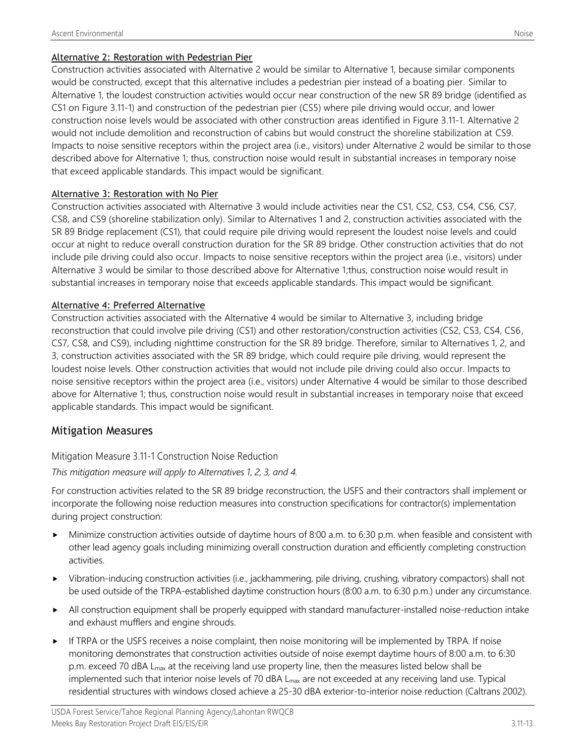Alternative 2: Restoration with Pedestrian Pier

Construction activities associated with Alternative 2 would be similar to Alternative 1, because similar components would be constructed, except that this alternative includes a pedestrian pier instead of a boating pier. Similar to Alternative 1, the loudest construction activities would occur near construction of the new SR 89 bridge (identified as CS1 on Figure 3.11-1) and construction of the pedestrian pier (CS5) where pile driving would occur, and lower construction noise levels would be associated with other construction areas identified in Figure 3.11-1. Alternative 2 would not include demolition and reconstruction of cabins but would construct the shoreline stabilization at CS9. Impacts to noise sensitive receptors within the project area (i.e., visitors) under Alternative 2 would be similar to those described above for Alternative 1; thus, construction noise would result in substantial increases in temporary noise that exceed applicable standards. This impact would be significant.

Alternative 3: Restoration with No Pier

Construction activities associated with Alternative 3 would include activities near the CS1, CS2, CS3, CS4, CS6, CS7, CS8, and CS9 (shoreline stabilization only). Similar to Alternatives 1 and 2, construction activities associated with the SR 89 Bridge replacement (CS1), that could require pile driving would represent the loudest noise levels and could occur at night to reduce overall construction duration for the SR 89 bridge. Other construction activities that do not include pile driving could also occur. Impacts to noise sensitive receptors within the project area (i.e., visitors) under Alternative 3 would be similar to those described above for Alternative 1;thus, construction noise would result in substantial increases in temporary noise that exceeds applicable standards. This impact would be significant.

Alternative 4: Preferred Alternative

Construction activities associated with the Alternative 4 would be similar to Alternative 3, including bridge reconstruction that could involve pile driving (CS1) and other restoration/construction activities (CS2, CS3, CS4, CS6, CS7, CS8, and CS9), including nighttime construction for the SR 89 bridge. Therefore, similar to Alternatives 1, 2, and 3, construction activities associated with the SR 89 bridge, which could require pile driving, would represent the loudest noise levels. Other construction activities that would not include pile driving could also occur. Impacts to noise sensitive receptors within the project area (i.e., visitors) under Alternative 4 would be similar to those described above for Alternative 1; thus, construction noise would result in substantial increases in temporary noise that exceed applicable standards. This impact would be significant.

## Mitigation Measures

### Mitigation Measure 3.11-1 Construction Noise Reduction

*This mitigation measure will apply to Alternatives 1, 2, 3, and 4.*

For construction activities related to the SR 89 bridge reconstruction, the USFS and their contractors shall implement or incorporate the following noise reduction measures into construction specifications for contractor(s) implementation during project construction:

- Minimize construction activities outside of daytime hours of 8:00 a.m. to 6:30 p.m. when feasible and consistent with other lead agency goals including minimizing overall construction duration and efficiently completing construction activities.
- Vibration-inducing construction activities (i.e., jackhammering, pile driving, crushing, vibratory compactors) shall not be used outside of the TRPA-established daytime construction hours (8:00 a.m. to 6:30 p.m.) under any circumstance.
- All construction equipment shall be properly equipped with standard manufacturer-installed noise-reduction intake and exhaust mufflers and engine shrouds.
- If TRPA or the USFS receives a noise complaint, then noise monitoring will be implemented by TRPA. If noise monitoring demonstrates that construction activities outside of noise exempt daytime hours of 8:00 a.m. to 6:30 p.m. exceed 70 dBA $L_{max}$ at the receiving land use property line, then the measures listed below shall be implemented such that interior noise levels of 70 dBA $L_{max}$ are not exceeded at any receiving land use. Typical residential structures with windows closed achieve a 25-30 dBA exterior-to-interior noise reduction (Caltrans 2002).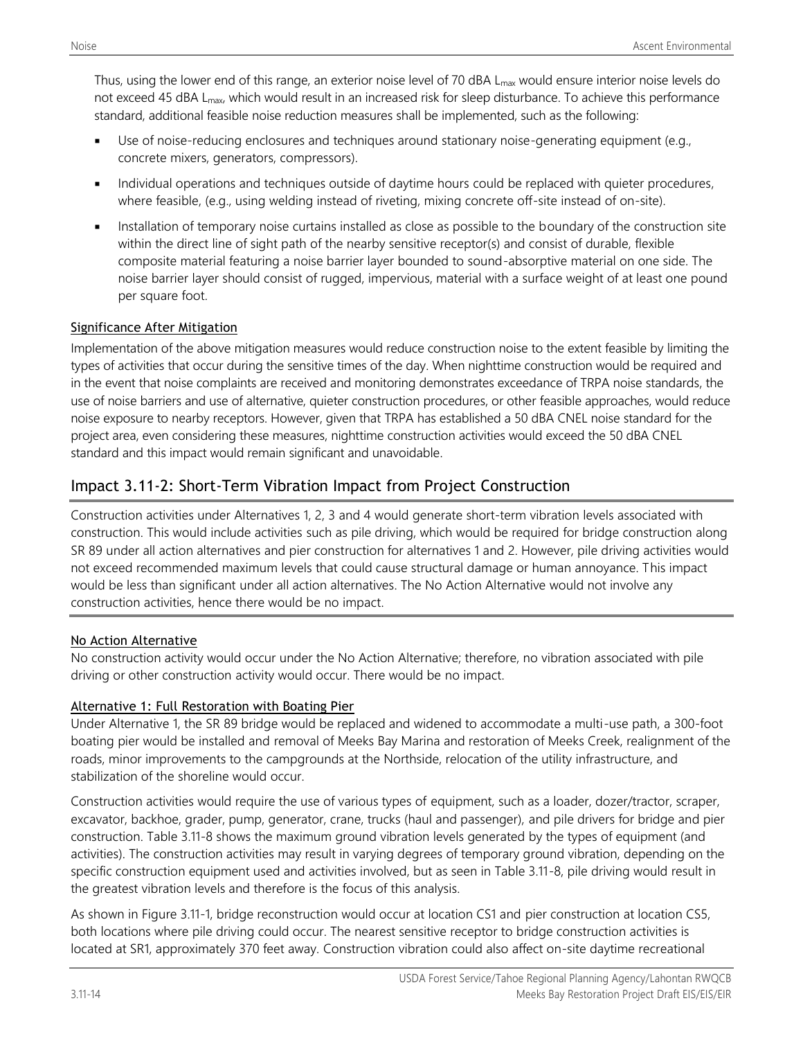Thus, using the lower end of this range, an exterior noise level of 70 dBA $L_{max}$ would ensure interior noise levels do not exceed 45 dBA $L_{max}$, which would result in an increased risk for sleep disturbance. To achieve this performance standard, additional feasible noise reduction measures shall be implemented, such as the following:

- Use of noise-reducing enclosures and techniques around stationary noise-generating equipment (e.g., concrete mixers, generators, compressors).
- Individual operations and techniques outside of daytime hours could be replaced with quieter procedures, where feasible, (e.g., using welding instead of riveting, mixing concrete off-site instead of on-site).
- Installation of temporary noise curtains installed as close as possible to the boundary of the construction site within the direct line of sight path of the nearby sensitive receptor(s) and consist of durable, flexible composite material featuring a noise barrier layer bounded to sound-absorptive material on one side. The noise barrier layer should consist of rugged, impervious, material with a surface weight of at least one pound per square foot.

#### Significance After Mitigation

Implementation of the above mitigation measures would reduce construction noise to the extent feasible by limiting the types of activities that occur during the sensitive times of the day. When nighttime construction would be required and in the event that noise complaints are received and monitoring demonstrates exceedance of TRPA noise standards, the use of noise barriers and use of alternative, quieter construction procedures, or other feasible approaches, would reduce noise exposure to nearby receptors. However, given that TRPA has established a 50 dBA CNEL noise standard for the project area, even considering these measures, nighttime construction activities would exceed the 50 dBA CNEL standard and this impact would remain significant and unavoidable.

## Impact 3.11-2: Short-Term Vibration Impact from Project Construction

Construction activities under Alternatives 1, 2, 3 and 4 would generate short-term vibration levels associated with construction. This would include activities such as pile driving, which would be required for bridge construction along SR 89 under all action alternatives and pier construction for alternatives 1 and 2. However, pile driving activities would not exceed recommended maximum levels that could cause structural damage or human annoyance. This impact would be less than significant under all action alternatives. The No Action Alternative would not involve any construction activities, hence there would be no impact.

#### No Action Alternative

No construction activity would occur under the No Action Alternative; therefore, no vibration associated with pile driving or other construction activity would occur. There would be no impact.

#### Alternative 1: Full Restoration with Boating Pier

Under Alternative 1, the SR 89 bridge would be replaced and widened to accommodate a multi-use path, a 300-foot boating pier would be installed and removal of Meeks Bay Marina and restoration of Meeks Creek, realignment of the roads, minor improvements to the campgrounds at the Northside, relocation of the utility infrastructure, and stabilization of the shoreline would occur.

Construction activities would require the use of various types of equipment, such as a loader, dozer/tractor, scraper, excavator, backhoe, grader, pump, generator, crane, trucks (haul and passenger), and pile drivers for bridge and pier construction. Table 3.11-8 shows the maximum ground vibration levels generated by the types of equipment (and activities). The construction activities may result in varying degrees of temporary ground vibration, depending on the specific construction equipment used and activities involved, but as seen in Table 3.11-8, pile driving would result in the greatest vibration levels and therefore is the focus of this analysis.

As shown in Figure 3.11-1, bridge reconstruction would occur at location CS1 and pier construction at location CS5, both locations where pile driving could occur. The nearest sensitive receptor to bridge construction activities is located at SR1, approximately 370 feet away. Construction vibration could also affect on-site daytime recreational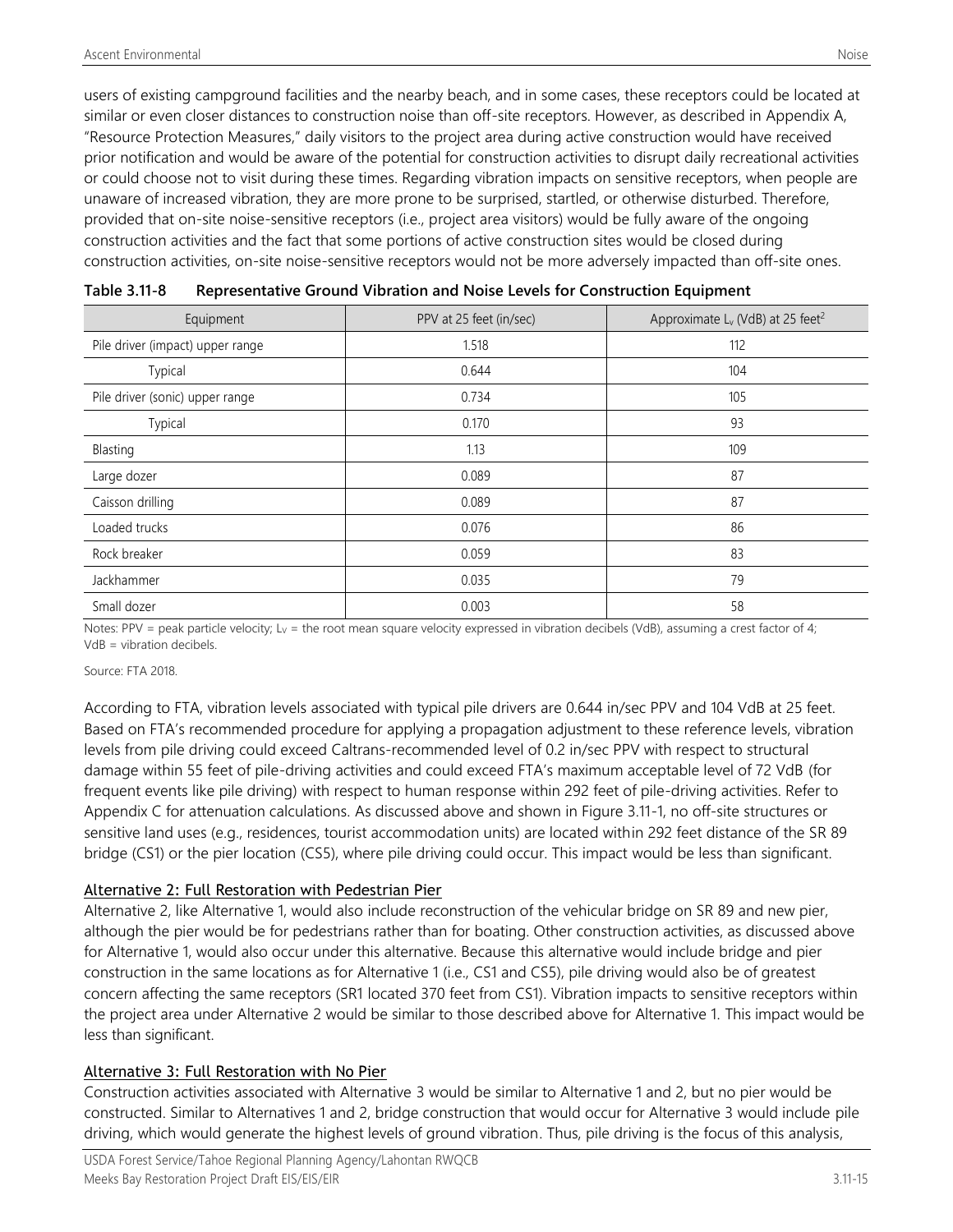users of existing campground facilities and the nearby beach, and in some cases, these receptors could be located at similar or even closer distances to construction noise than off-site receptors. However, as described in Appendix A, "Resource Protection Measures," daily visitors to the project area during active construction would have received prior notification and would be aware of the potential for construction activities to disrupt daily recreational activities or could choose not to visit during these times. Regarding vibration impacts on sensitive receptors, when people are unaware of increased vibration, they are more prone to be surprised, startled, or otherwise disturbed. Therefore, provided that on-site noise-sensitive receptors (i.e., project area visitors) would be fully aware of the ongoing construction activities and the fact that some portions of active construction sites would be closed during construction activities, on-site noise-sensitive receptors would not be more adversely impacted than off-site ones.

**Table 3.11-8 Representative Ground Vibration and Noise Levels for Construction Equipment**

| Equipment | PPV at 25 feet (in/sec) | Approximate $L_v$ (VdB) at 25 feet[2] |
|---|---|---|
| Pile driver (impact) upper range | 1.518 | 112 |
| Typical | 0.644 | 104 |
| Pile driver (sonic) upper range | 0.734 | 105 |
| Typical | 0.170 | 93 |
| Blasting | 1.13 | 109 |
| Large dozer | 0.089 | 87 |
| Caisson drilling | 0.089 | 87 |
| Loaded trucks | 0.076 | 86 |
| Rock breaker | 0.059 | 83 |
| Jackhammer | 0.035 | 79 |
| Small dozer | 0.003 | 58 |

Notes: PPV = peak particle velocity; $L_V$ = the root mean square velocity expressed in vibration decibels (VdB), assuming a crest factor of 4; VdB = vibration decibels.

Source: FTA 2018.

According to FTA, vibration levels associated with typical pile drivers are 0.644 in/sec PPV and 104 VdB at 25 feet. Based on FTA's recommended procedure for applying a propagation adjustment to these reference levels, vibration levels from pile driving could exceed Caltrans-recommended level of 0.2 in/sec PPV with respect to structural damage within 55 feet of pile-driving activities and could exceed FTA's maximum acceptable level of 72 VdB (for frequent events like pile driving) with respect to human response within 292 feet of pile-driving activities. Refer to Appendix C for attenuation calculations. As discussed above and shown in Figure 3.11-1, no off-site structures or sensitive land uses (e.g., residences, tourist accommodation units) are located within 292 feet distance of the SR 89 bridge (CS1) or the pier location (CS5), where pile driving could occur. This impact would be less than significant.

## Alternative 2: Full Restoration with Pedestrian Pier

Alternative 2, like Alternative 1, would also include reconstruction of the vehicular bridge on SR 89 and new pier, although the pier would be for pedestrians rather than for boating. Other construction activities, as discussed above for Alternative 1, would also occur under this alternative. Because this alternative would include bridge and pier construction in the same locations as for Alternative 1 (i.e., CS1 and CS5), pile driving would also be of greatest concern affecting the same receptors (SR1 located 370 feet from CS1). Vibration impacts to sensitive receptors within the project area under Alternative 2 would be similar to those described above for Alternative 1. This impact would be less than significant.

## Alternative 3: Full Restoration with No Pier

Construction activities associated with Alternative 3 would be similar to Alternative 1 and 2, but no pier would be constructed. Similar to Alternatives 1 and 2, bridge construction that would occur for Alternative 3 would include pile driving, which would generate the highest levels of ground vibration. Thus, pile driving is the focus of this analysis,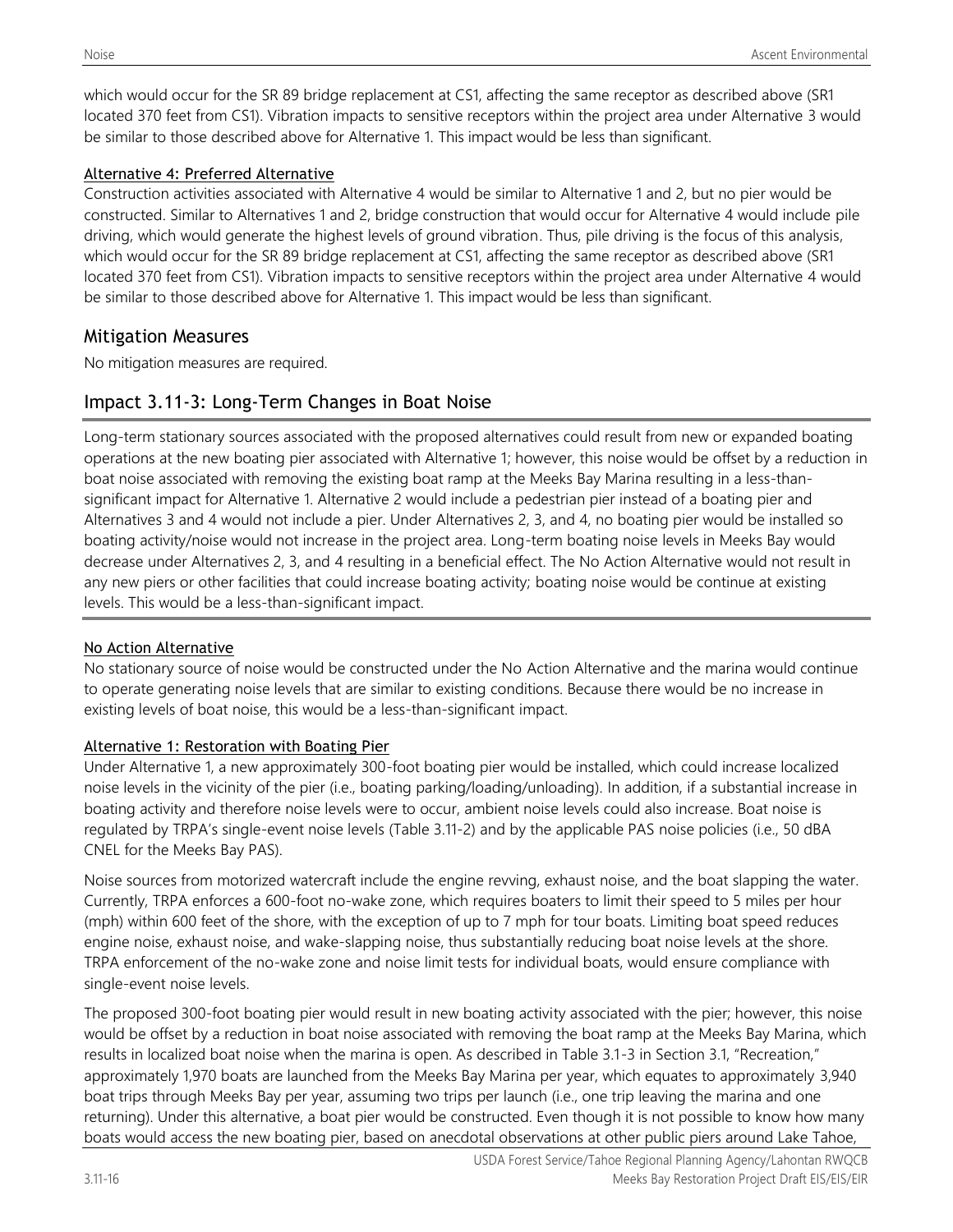which would occur for the SR 89 bridge replacement at CS1, affecting the same receptor as described above (SR1 located 370 feet from CS1). Vibration impacts to sensitive receptors within the project area under Alternative 3 would be similar to those described above for Alternative 1. This impact would be less than significant.

Alternative 4: Preferred Alternative

Construction activities associated with Alternative 4 would be similar to Alternative 1 and 2, but no pier would be constructed. Similar to Alternatives 1 and 2, bridge construction that would occur for Alternative 4 would include pile driving, which would generate the highest levels of ground vibration. Thus, pile driving is the focus of this analysis, which would occur for the SR 89 bridge replacement at CS1, affecting the same receptor as described above (SR1 located 370 feet from CS1). Vibration impacts to sensitive receptors within the project area under Alternative 4 would be similar to those described above for Alternative 1. This impact would be less than significant.

## Mitigation Measures

No mitigation measures are required.

## Impact 3.11-3: Long-Term Changes in Boat Noise

Long-term stationary sources associated with the proposed alternatives could result from new or expanded boating operations at the new boating pier associated with Alternative 1; however, this noise would be offset by a reduction in boat noise associated with removing the existing boat ramp at the Meeks Bay Marina resulting in a less-than-significant impact for Alternative 1. Alternative 2 would include a pedestrian pier instead of a boating pier and Alternatives 3 and 4 would not include a pier. Under Alternatives 2, 3, and 4, no boating pier would be installed so boating activity/noise would not increase in the project area. Long-term boating noise levels in Meeks Bay would decrease under Alternatives 2, 3, and 4 resulting in a beneficial effect. The No Action Alternative would not result in any new piers or other facilities that could increase boating activity; boating noise would be continue at existing levels. This would be a less-than-significant impact.

No Action Alternative

No stationary source of noise would be constructed under the No Action Alternative and the marina would continue to operate generating noise levels that are similar to existing conditions. Because there would be no increase in existing levels of boat noise, this would be a less-than-significant impact.

Alternative 1: Restoration with Boating Pier

Under Alternative 1, a new approximately 300-foot boating pier would be installed, which could increase localized noise levels in the vicinity of the pier (i.e., boating parking/loading/unloading). In addition, if a substantial increase in boating activity and therefore noise levels were to occur, ambient noise levels could also increase. Boat noise is regulated by TRPA's single-event noise levels (Table 3.11-2) and by the applicable PAS noise policies (i.e., 50 dBA CNEL for the Meeks Bay PAS).

Noise sources from motorized watercraft include the engine revving, exhaust noise, and the boat slapping the water. Currently, TRPA enforces a 600-foot no-wake zone, which requires boaters to limit their speed to 5 miles per hour (mph) within 600 feet of the shore, with the exception of up to 7 mph for tour boats. Limiting boat speed reduces engine noise, exhaust noise, and wake-slapping noise, thus substantially reducing boat noise levels at the shore. TRPA enforcement of the no-wake zone and noise limit tests for individual boats, would ensure compliance with single-event noise levels.

The proposed 300-foot boating pier would result in new boating activity associated with the pier; however, this noise would be offset by a reduction in boat noise associated with removing the boat ramp at the Meeks Bay Marina, which results in localized boat noise when the marina is open. As described in Table 3.1-3 in Section 3.1, "Recreation," approximately 1,970 boats are launched from the Meeks Bay Marina per year, which equates to approximately 3,940 boat trips through Meeks Bay per year, assuming two trips per launch (i.e., one trip leaving the marina and one returning). Under this alternative, a boat pier would be constructed. Even though it is not possible to know how many boats would access the new boating pier, based on anecdotal observations at other public piers around Lake Tahoe,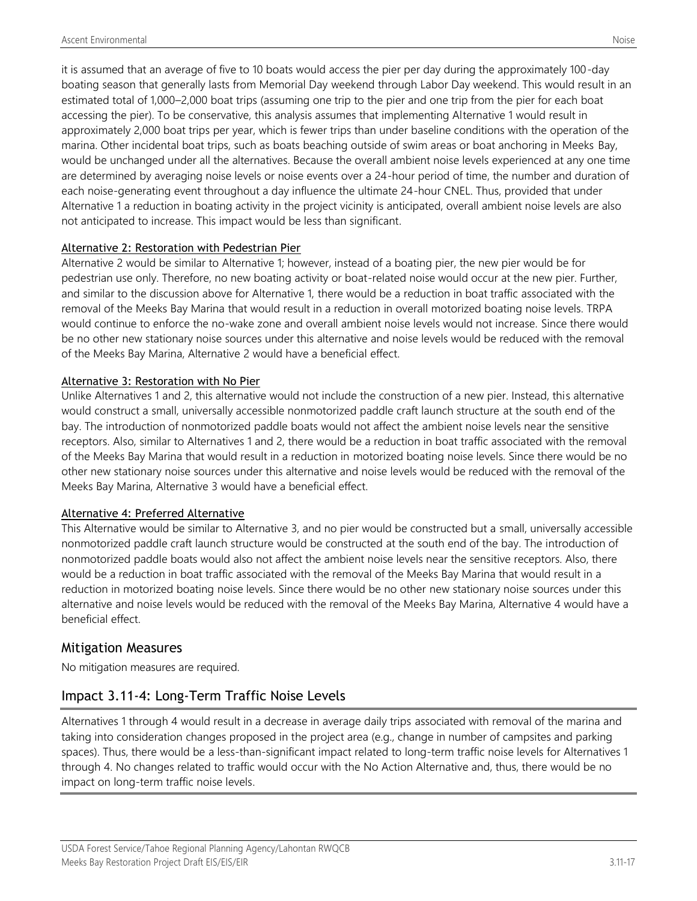it is assumed that an average of five to 10 boats would access the pier per day during the approximately 100-day boating season that generally lasts from Memorial Day weekend through Labor Day weekend. This would result in an estimated total of 1,000–2,000 boat trips (assuming one trip to the pier and one trip from the pier for each boat accessing the pier). To be conservative, this analysis assumes that implementing Alternative 1 would result in approximately 2,000 boat trips per year, which is fewer trips than under baseline conditions with the operation of the marina. Other incidental boat trips, such as boats beaching outside of swim areas or boat anchoring in Meeks Bay, would be unchanged under all the alternatives. Because the overall ambient noise levels experienced at any one time are determined by averaging noise levels or noise events over a 24-hour period of time, the number and duration of each noise-generating event throughout a day influence the ultimate 24-hour CNEL. Thus, provided that under Alternative 1 a reduction in boating activity in the project vicinity is anticipated, overall ambient noise levels are also not anticipated to increase. This impact would be less than significant.

#### Alternative 2: Restoration with Pedestrian Pier

Alternative 2 would be similar to Alternative 1; however, instead of a boating pier, the new pier would be for pedestrian use only. Therefore, no new boating activity or boat-related noise would occur at the new pier. Further, and similar to the discussion above for Alternative 1, there would be a reduction in boat traffic associated with the removal of the Meeks Bay Marina that would result in a reduction in overall motorized boating noise levels. TRPA would continue to enforce the no-wake zone and overall ambient noise levels would not increase. Since there would be no other new stationary noise sources under this alternative and noise levels would be reduced with the removal of the Meeks Bay Marina, Alternative 2 would have a beneficial effect.

#### Alternative 3: Restoration with No Pier

Unlike Alternatives 1 and 2, this alternative would not include the construction of a new pier. Instead, this alternative would construct a small, universally accessible nonmotorized paddle craft launch structure at the south end of the bay. The introduction of nonmotorized paddle boats would not affect the ambient noise levels near the sensitive receptors. Also, similar to Alternatives 1 and 2, there would be a reduction in boat traffic associated with the removal of the Meeks Bay Marina that would result in a reduction in motorized boating noise levels. Since there would be no other new stationary noise sources under this alternative and noise levels would be reduced with the removal of the Meeks Bay Marina, Alternative 3 would have a beneficial effect.

#### Alternative 4: Preferred Alternative

This Alternative would be similar to Alternative 3, and no pier would be constructed but a small, universally accessible nonmotorized paddle craft launch structure would be constructed at the south end of the bay. The introduction of nonmotorized paddle boats would also not affect the ambient noise levels near the sensitive receptors. Also, there would be a reduction in boat traffic associated with the removal of the Meeks Bay Marina that would result in a reduction in motorized boating noise levels. Since there would be no other new stationary noise sources under this alternative and noise levels would be reduced with the removal of the Meeks Bay Marina, Alternative 4 would have a beneficial effect.

## Mitigation Measures

No mitigation measures are required.

## Impact 3.11-4: Long-Term Traffic Noise Levels

Alternatives 1 through 4 would result in a decrease in average daily trips associated with removal of the marina and taking into consideration changes proposed in the project area (e.g., change in number of campsites and parking spaces). Thus, there would be a less-than-significant impact related to long-term traffic noise levels for Alternatives 1 through 4. No changes related to traffic would occur with the No Action Alternative and, thus, there would be no impact on long-term traffic noise levels.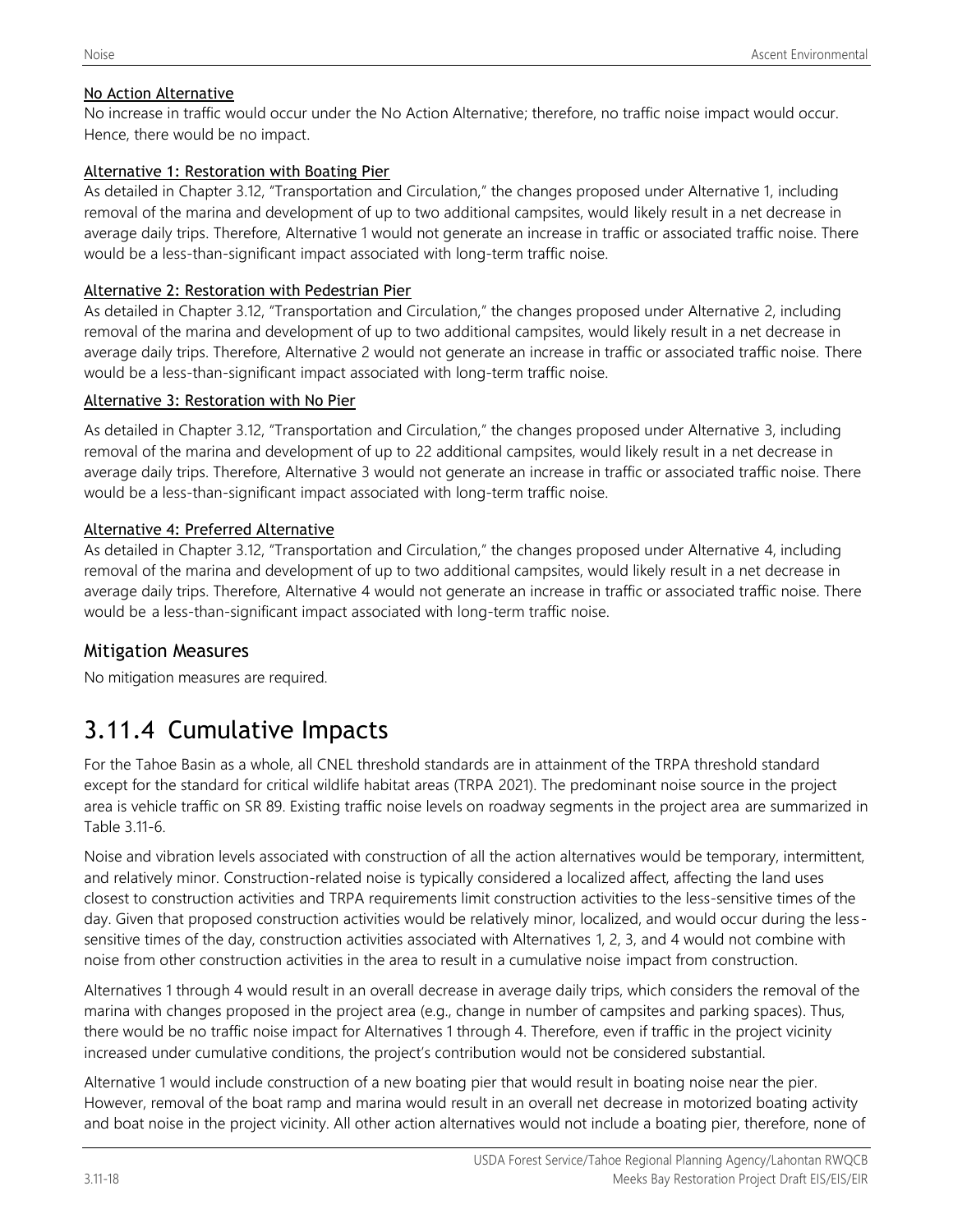#### No Action Alternative

No increase in traffic would occur under the No Action Alternative; therefore, no traffic noise impact would occur. Hence, there would be no impact.

#### Alternative 1: Restoration with Boating Pier

As detailed in Chapter 3.12, "Transportation and Circulation," the changes proposed under Alternative 1, including removal of the marina and development of up to two additional campsites, would likely result in a net decrease in average daily trips. Therefore, Alternative 1 would not generate an increase in traffic or associated traffic noise. There would be a less-than-significant impact associated with long-term traffic noise.

#### Alternative 2: Restoration with Pedestrian Pier

As detailed in Chapter 3.12, "Transportation and Circulation," the changes proposed under Alternative 2, including removal of the marina and development of up to two additional campsites, would likely result in a net decrease in average daily trips. Therefore, Alternative 2 would not generate an increase in traffic or associated traffic noise. There would be a less-than-significant impact associated with long-term traffic noise.

#### Alternative 3: Restoration with No Pier

As detailed in Chapter 3.12, "Transportation and Circulation," the changes proposed under Alternative 3, including removal of the marina and development of up to 22 additional campsites, would likely result in a net decrease in average daily trips. Therefore, Alternative 3 would not generate an increase in traffic or associated traffic noise. There would be a less-than-significant impact associated with long-term traffic noise.

#### Alternative 4: Preferred Alternative

As detailed in Chapter 3.12, "Transportation and Circulation," the changes proposed under Alternative 4, including removal of the marina and development of up to two additional campsites, would likely result in a net decrease in average daily trips. Therefore, Alternative 4 would not generate an increase in traffic or associated traffic noise. There would be a less-than-significant impact associated with long-term traffic noise.

### Mitigation Measures

No mitigation measures are required.

## 3.11.4 Cumulative Impacts

For the Tahoe Basin as a whole, all CNEL threshold standards are in attainment of the TRPA threshold standard except for the standard for critical wildlife habitat areas (TRPA 2021). The predominant noise source in the project area is vehicle traffic on SR 89. Existing traffic noise levels on roadway segments in the project area are summarized in Table 3.11-6.

Noise and vibration levels associated with construction of all the action alternatives would be temporary, intermittent, and relatively minor. Construction-related noise is typically considered a localized affect, affecting the land uses closest to construction activities and TRPA requirements limit construction activities to the less-sensitive times of the day. Given that proposed construction activities would be relatively minor, localized, and would occur during the less-sensitive times of the day, construction activities associated with Alternatives 1, 2, 3, and 4 would not combine with noise from other construction activities in the area to result in a cumulative noise impact from construction.

Alternatives 1 through 4 would result in an overall decrease in average daily trips, which considers the removal of the marina with changes proposed in the project area (e.g., change in number of campsites and parking spaces). Thus, there would be no traffic noise impact for Alternatives 1 through 4. Therefore, even if traffic in the project vicinity increased under cumulative conditions, the project's contribution would not be considered substantial.

Alternative 1 would include construction of a new boating pier that would result in boating noise near the pier. However, removal of the boat ramp and marina would result in an overall net decrease in motorized boating activity and boat noise in the project vicinity. All other action alternatives would not include a boating pier, therefore, none of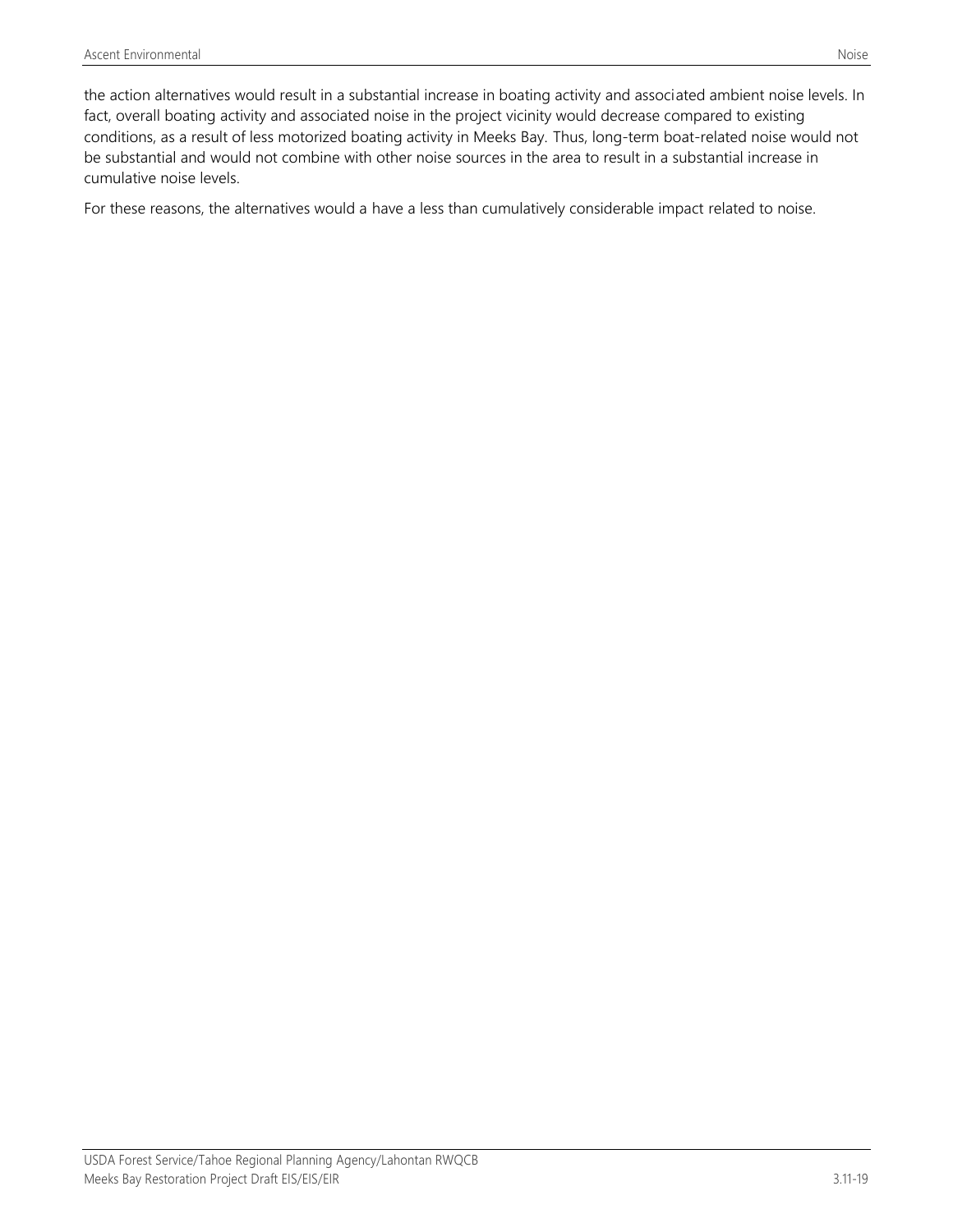the action alternatives would result in a substantial increase in boating activity and associated ambient noise levels. In fact, overall boating activity and associated noise in the project vicinity would decrease compared to existing conditions, as a result of less motorized boating activity in Meeks Bay. Thus, long-term boat-related noise would not be substantial and would not combine with other noise sources in the area to result in a substantial increase in cumulative noise levels.

For these reasons, the alternatives would a have a less than cumulatively considerable impact related to noise.